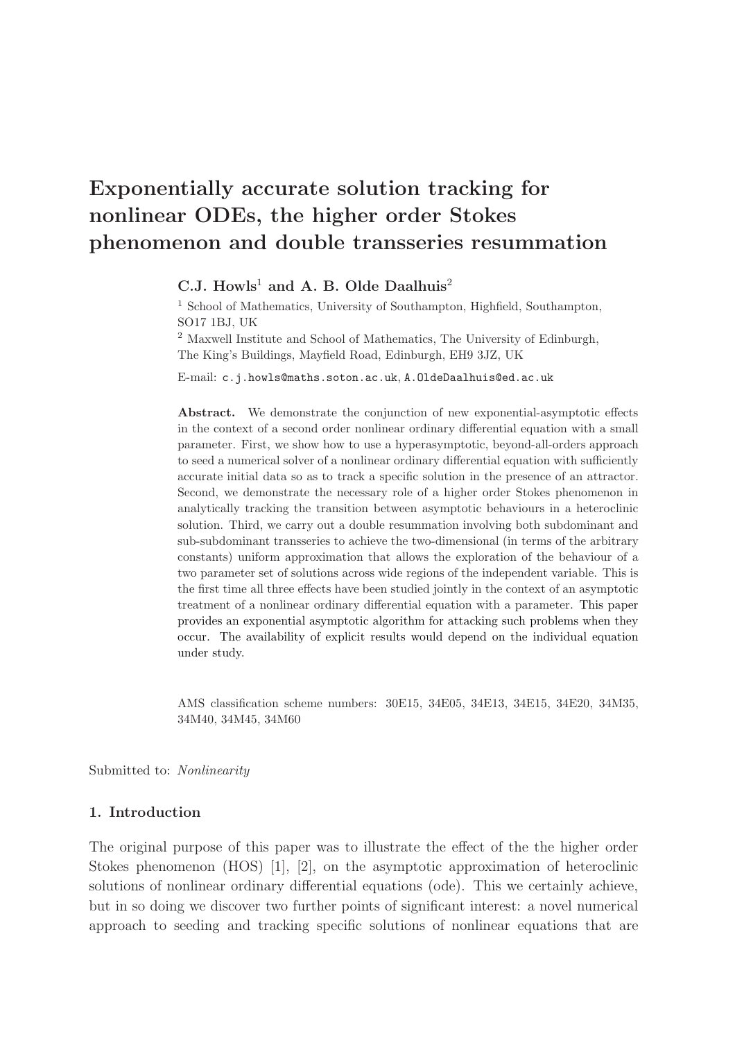# Exponentially accurate solution tracking for nonlinear ODEs, the higher order Stokes phenomenon and double transseries resummation

**C.J. Howls**[1] **and A. B. Olde Daalhuis**[2]

[1] School of Mathematics, University of Southampton, Highfield, Southampton, SO17 1BJ, UK

[2] Maxwell Institute and School of Mathematics, The University of Edinburgh, The King's Buildings, Mayfield Road, Edinburgh, EH9 3JZ, UK

E-mail: c.j.howls@maths.soton.ac.uk, A.OldeDaalhuis@ed.ac.uk

**Abstract.** We demonstrate the conjunction of new exponential-asymptotic effects in the context of a second order nonlinear ordinary differential equation with a small parameter. First, we show how to use a hyperasymptotic, beyond-all-orders approach to seed a numerical solver of a nonlinear ordinary differential equation with sufficiently accurate initial data so as to track a specific solution in the presence of an attractor. Second, we demonstrate the necessary role of a higher order Stokes phenomenon in analytically tracking the transition between asymptotic behaviours in a heteroclinic solution. Third, we carry out a double resummation involving both subdominant and sub-subdominant transseries to achieve the two-dimensional (in terms of the arbitrary constants) uniform approximation that allows the exploration of the behaviour of a two parameter set of solutions across wide regions of the independent variable. This is the first time all three effects have been studied jointly in the context of an asymptotic treatment of a nonlinear ordinary differential equation with a parameter. This paper provides an exponential asymptotic algorithm for attacking such problems when they occur. The availability of explicit results would depend on the individual equation under study.

AMS classification scheme numbers: 30E15, 34E05, 34E13, 34E15, 34E20, 34M35, 34M40, 34M45, 34M60

Submitted to: *Nonlinearity*

## 1. Introduction

The original purpose of this paper was to illustrate the effect of the the higher order Stokes phenomenon (HOS) [1], [2], on the asymptotic approximation of heteroclinic solutions of nonlinear ordinary differential equations (ode). This we certainly achieve, but in so doing we discover two further points of significant interest: a novel numerical approach to seeding and tracking specific solutions of nonlinear equations that are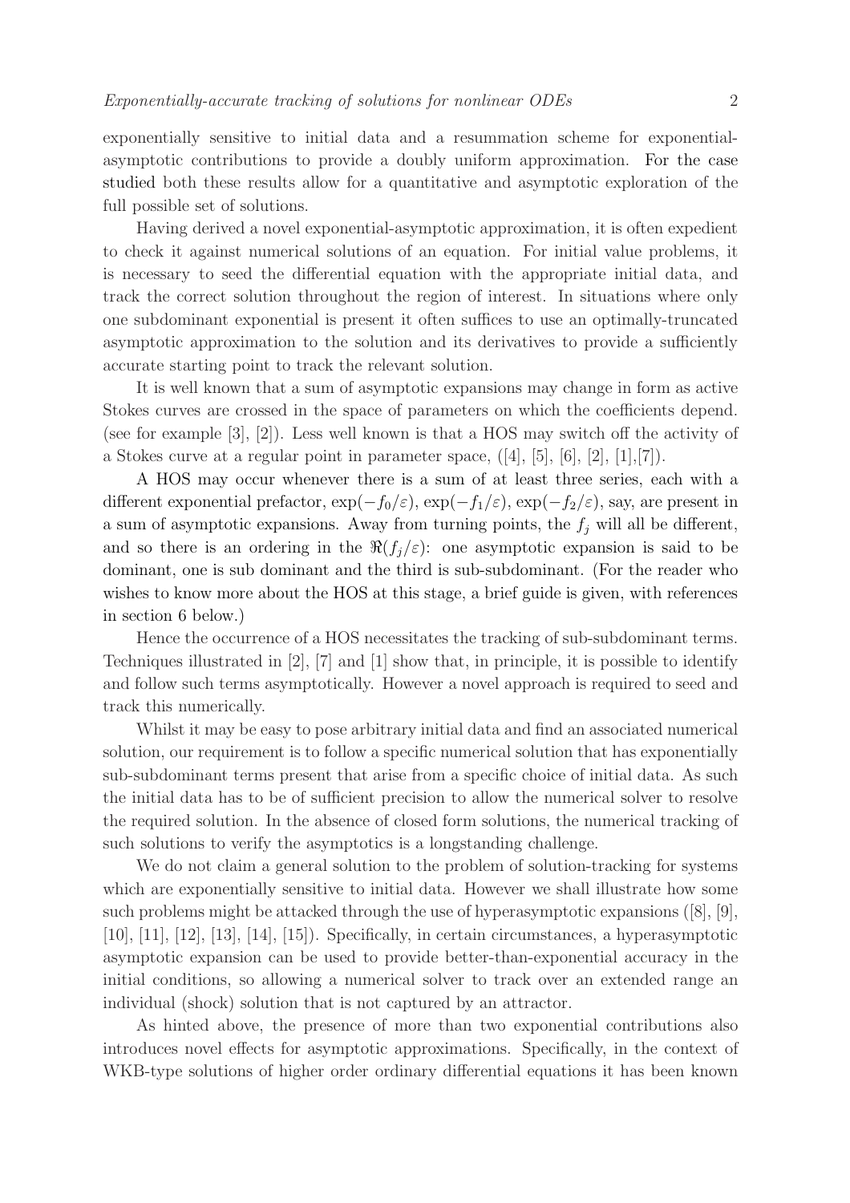exponentially sensitive to initial data and a resummation scheme for exponential-asymptotic contributions to provide a doubly uniform approximation. For the case studied both these results allow for a quantitative and asymptotic exploration of the full possible set of solutions.

Having derived a novel exponential-asymptotic approximation, it is often expedient to check it against numerical solutions of an equation. For initial value problems, it is necessary to seed the differential equation with the appropriate initial data, and track the correct solution throughout the region of interest. In situations where only one subdominant exponential is present it often suffices to use an optimally-truncated asymptotic approximation to the solution and its derivatives to provide a sufficiently accurate starting point to track the relevant solution.

It is well known that a sum of asymptotic expansions may change in form as active Stokes curves are crossed in the space of parameters on which the coefficients depend. (see for example [3], [2]). Less well known is that a HOS may switch off the activity of a Stokes curve at a regular point in parameter space, ([4], [5], [6], [2], [1],[7]).

A HOS may occur whenever there is a sum of at least three series, each with a different exponential prefactor, $\exp(-f_0/\varepsilon)$, $\exp(-f_1/\varepsilon)$, $\exp(-f_2/\varepsilon)$, say, are present in a sum of asymptotic expansions. Away from turning points, the $f_j$ will all be different, and so there is an ordering in the $\Re(f_j/\varepsilon)$: one asymptotic expansion is said to be dominant, one is sub dominant and the third is sub-subdominant. (For the reader who wishes to know more about the HOS at this stage, a brief guide is given, with references in section 6 below.)

Hence the occurrence of a HOS necessitates the tracking of sub-subdominant terms. Techniques illustrated in [2], [7] and [1] show that, in principle, it is possible to identify and follow such terms asymptotically. However a novel approach is required to seed and track this numerically.

Whilst it may be easy to pose arbitrary initial data and find an associated numerical solution, our requirement is to follow a specific numerical solution that has exponentially sub-subdominant terms present that arise from a specific choice of initial data. As such the initial data has to be of sufficient precision to allow the numerical solver to resolve the required solution. In the absence of closed form solutions, the numerical tracking of such solutions to verify the asymptotics is a longstanding challenge.

We do not claim a general solution to the problem of solution-tracking for systems which are exponentially sensitive to initial data. However we shall illustrate how some such problems might be attacked through the use of hyperasymptotic expansions ([8], [9], [10], [11], [12], [13], [14], [15]). Specifically, in certain circumstances, a hyperasymptotic asymptotic expansion can be used to provide better-than-exponential accuracy in the initial conditions, so allowing a numerical solver to track over an extended range an individual (shock) solution that is not captured by an attractor.

As hinted above, the presence of more than two exponential contributions also introduces novel effects for asymptotic approximations. Specifically, in the context of WKB-type solutions of higher order ordinary differential equations it has been known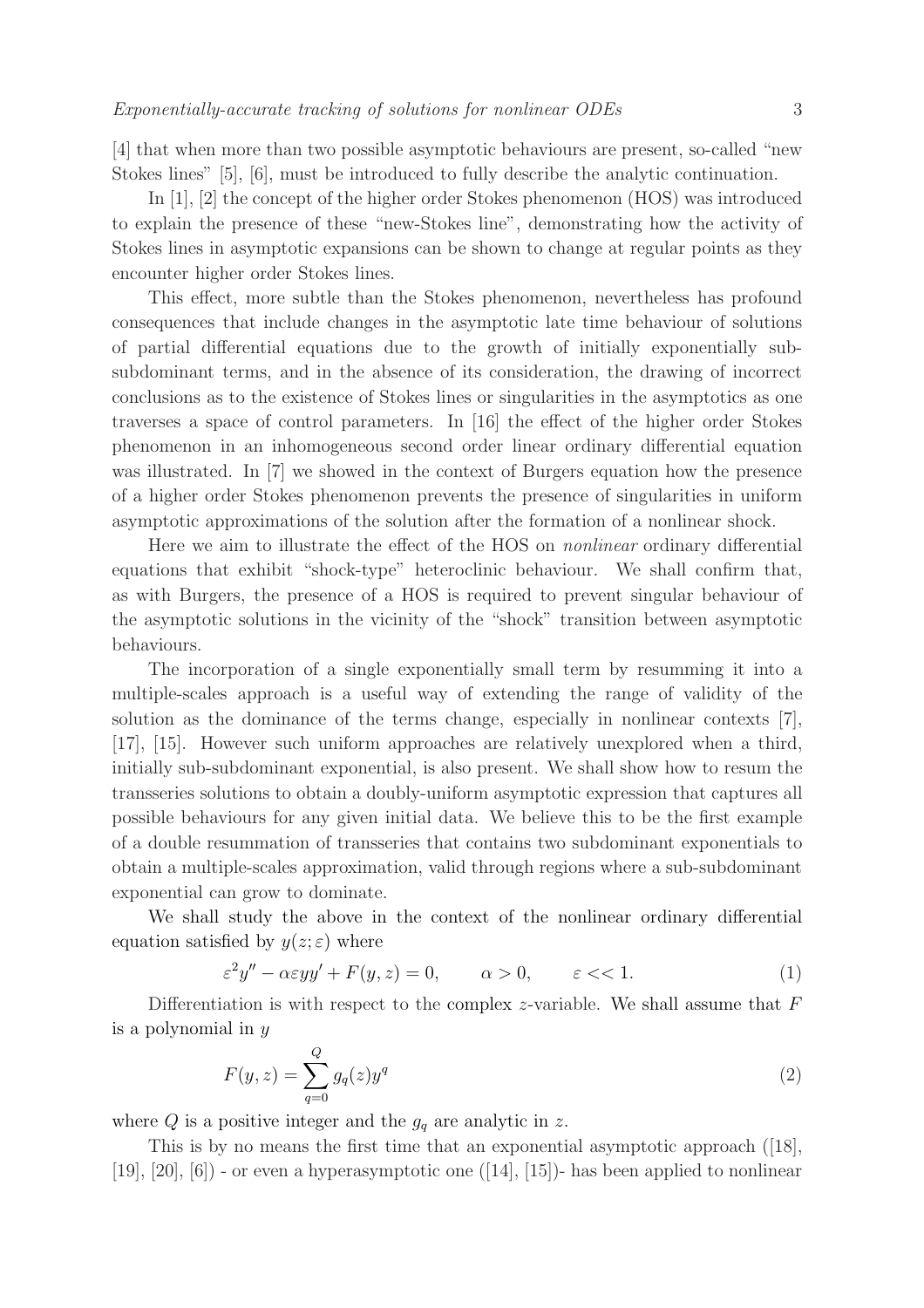[4] that when more than two possible asymptotic behaviours are present, so-called "new Stokes lines" [5], [6], must be introduced to fully describe the analytic continuation.

In [1], [2] the concept of the higher order Stokes phenomenon (HOS) was introduced to explain the presence of these "new-Stokes line", demonstrating how the activity of Stokes lines in asymptotic expansions can be shown to change at regular points as they encounter higher order Stokes lines.

This effect, more subtle than the Stokes phenomenon, nevertheless has profound consequences that include changes in the asymptotic late time behaviour of solutions of partial differential equations due to the growth of initially exponentially sub-subdominant terms, and in the absence of its consideration, the drawing of incorrect conclusions as to the existence of Stokes lines or singularities in the asymptotics as one traverses a space of control parameters. In [16] the effect of the higher order Stokes phenomenon in an inhomogeneous second order linear ordinary differential equation was illustrated. In [7] we showed in the context of Burgers equation how the presence of a higher order Stokes phenomenon prevents the presence of singularities in uniform asymptotic approximations of the solution after the formation of a nonlinear shock.

Here we aim to illustrate the effect of the HOS on *nonlinear* ordinary differential equations that exhibit "shock-type" heteroclinic behaviour. We shall confirm that, as with Burgers, the presence of a HOS is required to prevent singular behaviour of the asymptotic solutions in the vicinity of the "shock" transition between asymptotic behaviours.

The incorporation of a single exponentially small term by resumming it into a multiple-scales approach is a useful way of extending the range of validity of the solution as the dominance of the terms change, especially in nonlinear contexts [7], [17], [15]. However such uniform approaches are relatively unexplored when a third, initially sub-subdominant exponential, is also present. We shall show how to resum the transseries solutions to obtain a doubly-uniform asymptotic expression that captures all possible behaviours for any given initial data. We believe this to be the first example of a double resummation of transseries that contains two subdominant exponentials to obtain a multiple-scales approximation, valid through regions where a sub-subdominant exponential can grow to dominate.

We shall study the above in the context of the nonlinear ordinary differential equation satisfied by $y(z;\varepsilon)$ where

$$\varepsilon^2 y'' - \alpha\varepsilon y y' + F(y,z) = 0, \qquad \alpha > 0, \qquad \varepsilon << 1. \tag{1}$$

Differentiation is with respect to the complex $z$-variable. We shall assume that $F$ is a polynomial in $y$

$$F(y,z) = \sum_{q=0}^{Q} g_q(z) y^q \tag{2}$$

where $Q$ is a positive integer and the $g_q$ are analytic in $z$.

This is by no means the first time that an exponential asymptotic approach ([18], [19], [20], [6]) - or even a hyperasymptotic one ([14], [15])- has been applied to nonlinear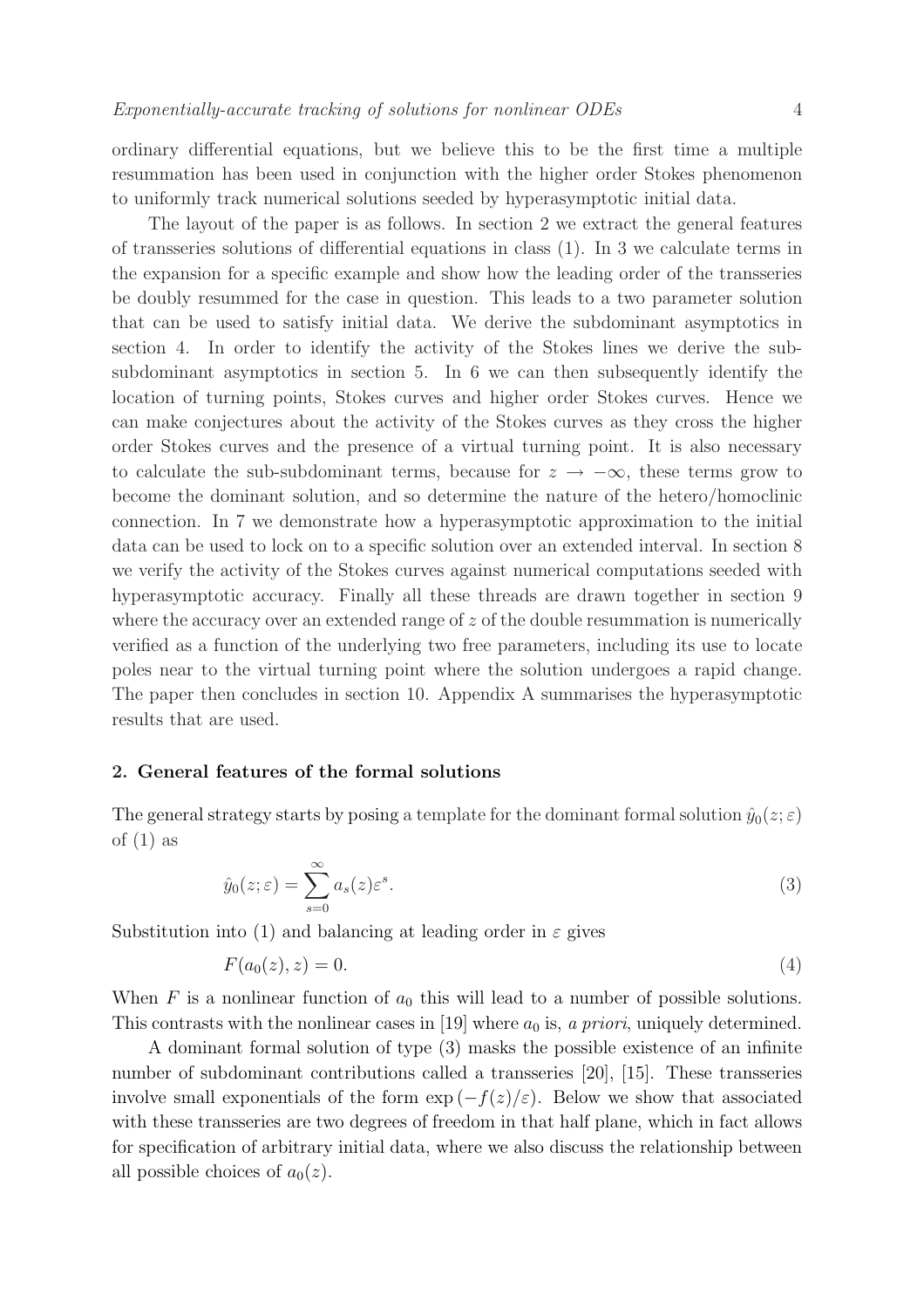ordinary differential equations, but we believe this to be the first time a multiple resummation has been used in conjunction with the higher order Stokes phenomenon to uniformly track numerical solutions seeded by hyperasymptotic initial data.

The layout of the paper is as follows. In section 2 we extract the general features of transseries solutions of differential equations in class (1). In 3 we calculate terms in the expansion for a specific example and show how the leading order of the transseries be doubly resummed for the case in question. This leads to a two parameter solution that can be used to satisfy initial data. We derive the subdominant asymptotics in section 4. In order to identify the activity of the Stokes lines we derive the sub-subdominant asymptotics in section 5. In 6 we can then subsequently identify the location of turning points, Stokes curves and higher order Stokes curves. Hence we can make conjectures about the activity of the Stokes curves as they cross the higher order Stokes curves and the presence of a virtual turning point. It is also necessary to calculate the sub-subdominant terms, because for $z \to -\infty$, these terms grow to become the dominant solution, and so determine the nature of the hetero/homoclinic connection. In 7 we demonstrate how a hyperasymptotic approximation to the initial data can be used to lock on to a specific solution over an extended interval. In section 8 we verify the activity of the Stokes curves against numerical computations seeded with hyperasymptotic accuracy. Finally all these threads are drawn together in section 9 where the accuracy over an extended range of $z$ of the double resummation is numerically verified as a function of the underlying two free parameters, including its use to locate poles near to the virtual turning point where the solution undergoes a rapid change. The paper then concludes in section 10. Appendix A summarises the hyperasymptotic results that are used.

## 2. General features of the formal solutions

The general strategy starts by posing a template for the dominant formal solution $\hat{y}_0(z;\varepsilon)$ of (1) as

$$\hat{y}_0(z;\varepsilon) = \sum_{s=0}^{\infty} a_s(z)\varepsilon^s. \tag{3}$$

Substitution into (1) and balancing at leading order in $\varepsilon$ gives

$$F(a_0(z), z) = 0. \tag{4}$$

When $F$ is a nonlinear function of $a_0$ this will lead to a number of possible solutions. This contrasts with the nonlinear cases in [19] where $a_0$ is, *a priori*, uniquely determined.

A dominant formal solution of type (3) masks the possible existence of an infinite number of subdominant contributions called a transseries [20], [15]. These transseries involve small exponentials of the form $\exp(-f(z)/\varepsilon)$. Below we show that associated with these transseries are two degrees of freedom in that half plane, which in fact allows for specification of arbitrary initial data, where we also discuss the relationship between all possible choices of $a_0(z)$.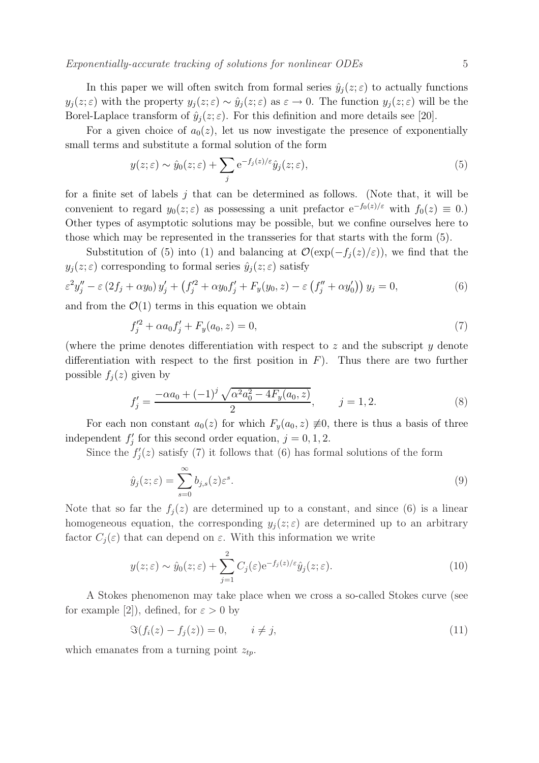In this paper we will often switch from formal series $\hat{y}_j(z;\varepsilon)$ to actually functions $y_j(z;\varepsilon)$ with the property $y_j(z;\varepsilon) \sim \hat{y}_j(z;\varepsilon)$ as $\varepsilon \to 0$. The function $y_j(z;\varepsilon)$ will be the Borel-Laplace transform of $\hat{y}_j(z;\varepsilon)$. For this definition and more details see [20].

For a given choice of $a_0(z)$, let us now investigate the presence of exponentially small terms and substitute a formal solution of the form

$$
y(z;\varepsilon) \sim \hat{y}_0(z;\varepsilon) + \sum_j \mathrm{e}^{-f_j(z)/\varepsilon} \hat{y}_j(z;\varepsilon), \tag{5}
$$

for a finite set of labels $j$ that can be determined as follows. (Note that, it will be convenient to regard $y_0(z;\varepsilon)$ as possessing a unit prefactor $\mathrm{e}^{-f_0(z)/\varepsilon}$ with $f_0(z) \equiv 0$.) Other types of asymptotic solutions may be possible, but we confine ourselves here to those which may be represented in the transseries for that starts with the form (5).

Substitution of (5) into (1) and balancing at $\mathcal{O}(\exp(-f_j(z)/\varepsilon))$, we find that the $y_j(z;\varepsilon)$ corresponding to formal series $\hat{y}_j(z;\varepsilon)$ satisfy

$$
\varepsilon^2 y_j'' - \varepsilon\left(2f_j + \alpha y_0\right) y_j' + \left(f_j'^2 + \alpha y_0 f_j' + F_y(y_0, z) - \varepsilon\left(f_j'' + \alpha y_0'\right)\right) y_j = 0, \tag{6}
$$

and from the $\mathcal{O}(1)$ terms in this equation we obtain

$$
f_j'^2 + \alpha a_0 f_j' + F_y(a_0, z) = 0, \tag{7}
$$

(where the prime denotes differentiation with respect to $z$ and the subscript $y$ denote differentiation with respect to the first position in $F$). Thus there are two further possible $f_j(z)$ given by

$$
f_j' = \frac{-\alpha a_0 + (-1)^j \sqrt{\alpha^2 a_0^2 - 4F_y(a_0, z)}}{2}, \qquad j = 1, 2. \tag{8}
$$

For each non constant $a_0(z)$ for which $F_y(a_0, z) \not\equiv 0$, there is thus a basis of three independent $f_j'$ for this second order equation, $j = 0, 1, 2$.

Since the $f_j'(z)$ satisfy (7) it follows that (6) has formal solutions of the form

$$
\hat{y}_j(z;\varepsilon) = \sum_{s=0}^{\infty} b_{j,s}(z)\varepsilon^s. \tag{9}
$$

Note that so far the $f_j(z)$ are determined up to a constant, and since (6) is a linear homogeneous equation, the corresponding $y_j(z;\varepsilon)$ are determined up to an arbitrary factor $C_j(\varepsilon)$ that can depend on $\varepsilon$. With this information we write

$$
y(z;\varepsilon) \sim \hat{y}_0(z;\varepsilon) + \sum_{j=1}^{2} C_j(\varepsilon) \mathrm{e}^{-f_j(z)/\varepsilon} \hat{y}_j(z;\varepsilon). \tag{10}
$$

A Stokes phenomenon may take place when we cross a so-called Stokes curve (see for example [2]), defined, for $\varepsilon > 0$ by

$$
\Im(f_i(z) - f_j(z)) = 0, \qquad i \neq j, \tag{11}
$$

which emanates from a turning point $z_{tp}$.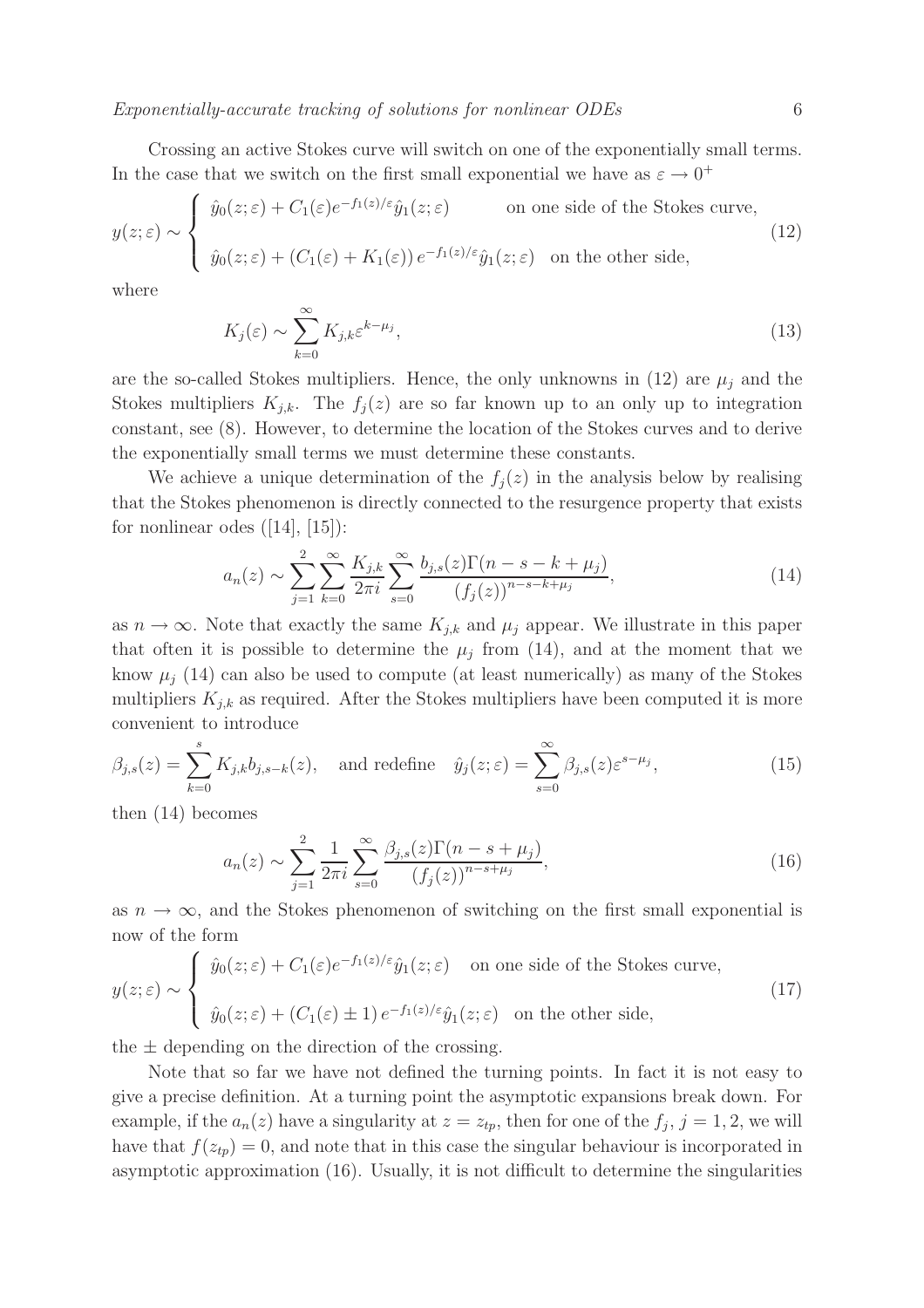Crossing an active Stokes curve will switch on one of the exponentially small terms. In the case that we switch on the first small exponential we have as $\varepsilon \to 0^+$

$$
y(z;\varepsilon) \sim \begin{cases} \hat{y}_0(z;\varepsilon) + C_1(\varepsilon) e^{-f_1(z)/\varepsilon} \hat{y}_1(z;\varepsilon) & \text{on one side of the Stokes curve,} \\ \hat{y}_0(z;\varepsilon) + \left(C_1(\varepsilon) + K_1(\varepsilon)\right) e^{-f_1(z)/\varepsilon} \hat{y}_1(z;\varepsilon) & \text{on the other side,} \end{cases} \tag{12}
$$

where

$$
K_j(\varepsilon) \sim \sum_{k=0}^{\infty} K_{j,k} \varepsilon^{k-\mu_j}, \tag{13}
$$

are the so-called Stokes multipliers. Hence, the only unknowns in (12) are $\mu_j$ and the Stokes multipliers $K_{j,k}$. The $f_j(z)$ are so far known up to an only up to integration constant, see (8). However, to determine the location of the Stokes curves and to derive the exponentially small terms we must determine these constants.

We achieve a unique determination of the $f_j(z)$ in the analysis below by realising that the Stokes phenomenon is directly connected to the resurgence property that exists for nonlinear odes ([14], [15]):

$$
a_n(z) \sim \sum_{j=1}^{2} \sum_{k=0}^{\infty} \frac{K_{j,k}}{2\pi i} \sum_{s=0}^{\infty} \frac{b_{j,s}(z) \Gamma(n-s-k+\mu_j)}{\left(f_j(z)\right)^{n-s-k+\mu_j}}, \tag{14}
$$

as $n \to \infty$. Note that exactly the same $K_{j,k}$ and $\mu_j$ appear. We illustrate in this paper that often it is possible to determine the $\mu_j$ from (14), and at the moment that we know $\mu_j$ (14) can also be used to compute (at least numerically) as many of the Stokes multipliers $K_{j,k}$ as required. After the Stokes multipliers have been computed it is more convenient to introduce

$$
\beta_{j,s}(z) = \sum_{k=0}^{s} K_{j,k} b_{j,s-k}(z), \quad \text{and redefine} \quad \hat{y}_j(z;\varepsilon) = \sum_{s=0}^{\infty} \beta_{j,s}(z) \varepsilon^{s-\mu_j}, \tag{15}
$$

then (14) becomes

$$
a_n(z) \sim \sum_{j=1}^{2} \frac{1}{2\pi i} \sum_{s=0}^{\infty} \frac{\beta_{j,s}(z) \Gamma(n-s+\mu_j)}{\left(f_j(z)\right)^{n-s+\mu_j}}, \tag{16}
$$

as $n \to \infty$, and the Stokes phenomenon of switching on the first small exponential is now of the form

$$
y(z;\varepsilon) \sim \begin{cases} \hat{y}_0(z;\varepsilon) + C_1(\varepsilon) e^{-f_1(z)/\varepsilon} \hat{y}_1(z;\varepsilon) & \text{on one side of the Stokes curve,} \\ \hat{y}_0(z;\varepsilon) + \left(C_1(\varepsilon) \pm 1\right) e^{-f_1(z)/\varepsilon} \hat{y}_1(z;\varepsilon) & \text{on the other side,} \end{cases} \tag{17}
$$

the $\pm$ depending on the direction of the crossing.

Note that so far we have not defined the turning points. In fact it is not easy to give a precise definition. At a turning point the asymptotic expansions break down. For example, if the $a_n(z)$ have a singularity at $z = z_{tp}$, then for one of the $f_j$, $j = 1, 2$, we will have that $f(z_{tp}) = 0$, and note that in this case the singular behaviour is incorporated in asymptotic approximation (16). Usually, it is not difficult to determine the singularities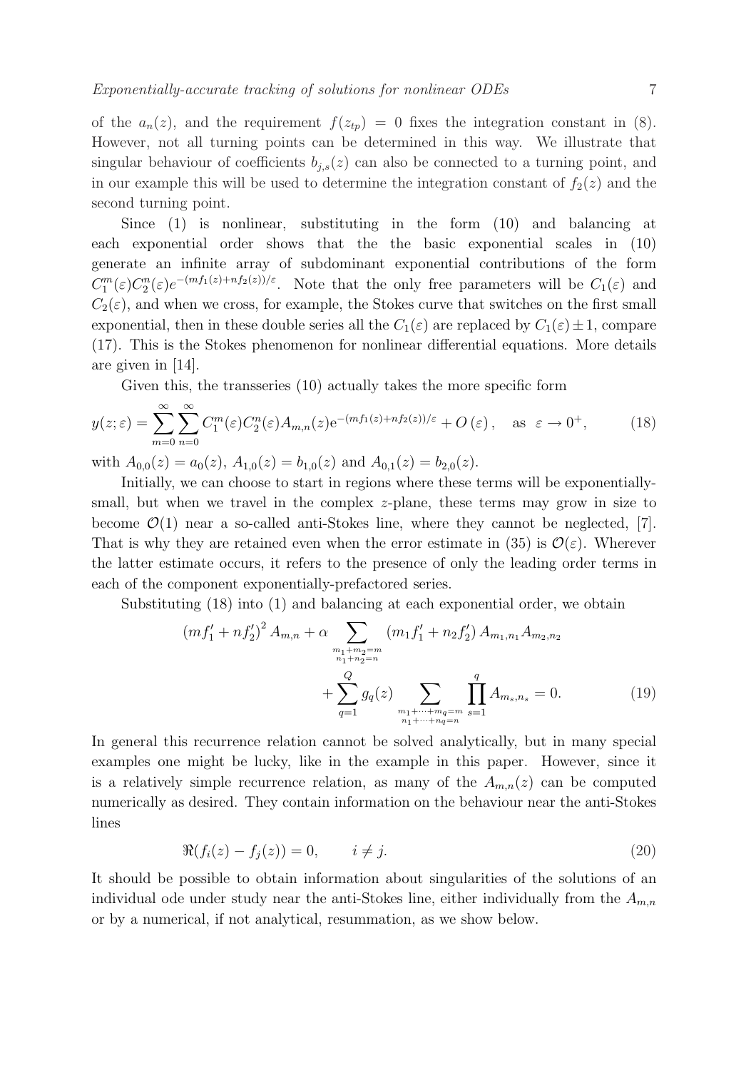of the $a_n(z)$, and the requirement $f(z_{tp}) = 0$ fixes the integration constant in (8). However, not all turning points can be determined in this way. We illustrate that singular behaviour of coefficients $b_{j,s}(z)$ can also be connected to a turning point, and in our example this will be used to determine the integration constant of $f_2(z)$ and the second turning point.

Since (1) is nonlinear, substituting in the form (10) and balancing at each exponential order shows that the the basic exponential scales in (10) generate an infinite array of subdominant exponential contributions of the form $C_1^m(\varepsilon)C_2^n(\varepsilon)e^{-(mf_1(z)+nf_2(z))/\varepsilon}$. Note that the only free parameters will be $C_1(\varepsilon)$ and $C_2(\varepsilon)$, and when we cross, for example, the Stokes curve that switches on the first small exponential, then in these double series all the $C_1(\varepsilon)$ are replaced by $C_1(\varepsilon) \pm 1$, compare (17). This is the Stokes phenomenon for nonlinear differential equations. More details are given in [14].

Given this, the transseries (10) actually takes the more specific form

$$y(z;\varepsilon) = \sum_{m=0}^{\infty}\sum_{n=0}^{\infty} C_1^m(\varepsilon)C_2^n(\varepsilon)A_{m,n}(z)\mathrm{e}^{-(mf_1(z)+nf_2(z))/\varepsilon} + O(\varepsilon), \quad \text{as } \varepsilon \to 0^+, \tag{18}$$

with $A_{0,0}(z) = a_0(z)$, $A_{1,0}(z) = b_{1,0}(z)$ and $A_{0,1}(z) = b_{2,0}(z)$.

Initially, we can choose to start in regions where these terms will be exponentially-small, but when we travel in the complex $z$-plane, these terms may grow in size to become $\mathcal{O}(1)$ near a so-called anti-Stokes line, where they cannot be neglected, [7]. That is why they are retained even when the error estimate in (35) is $\mathcal{O}(\varepsilon)$. Wherever the latter estimate occurs, it refers to the presence of only the leading order terms in each of the component exponentially-prefactored series.

Substituting (18) into (1) and balancing at each exponential order, we obtain

$$\begin{aligned}(mf_1' + nf_2')^2 A_{m,n} + \alpha \sum_{\substack{m_1+m_2=m\\ n_1+n_2=n}} (m_1 f_1' + n_2 f_2')\, A_{m_1,n_1} A_{m_2,n_2} \\ + \sum_{q=1}^{Q} g_q(z) \sum_{\substack{m_1+\cdots+m_q=m\\ n_1+\cdots+n_q=n}} \prod_{s=1}^{q} A_{m_s,n_s} = 0.\end{aligned} \tag{19}$$

In general this recurrence relation cannot be solved analytically, but in many special examples one might be lucky, like in the example in this paper. However, since it is a relatively simple recurrence relation, as many of the $A_{m,n}(z)$ can be computed numerically as desired. They contain information on the behaviour near the anti-Stokes lines

$$\Re(f_i(z) - f_j(z)) = 0, \qquad i \neq j. \tag{20}$$

It should be possible to obtain information about singularities of the solutions of an individual ode under study near the anti-Stokes line, either individually from the $A_{m,n}$ or by a numerical, if not analytical, resummation, as we show below.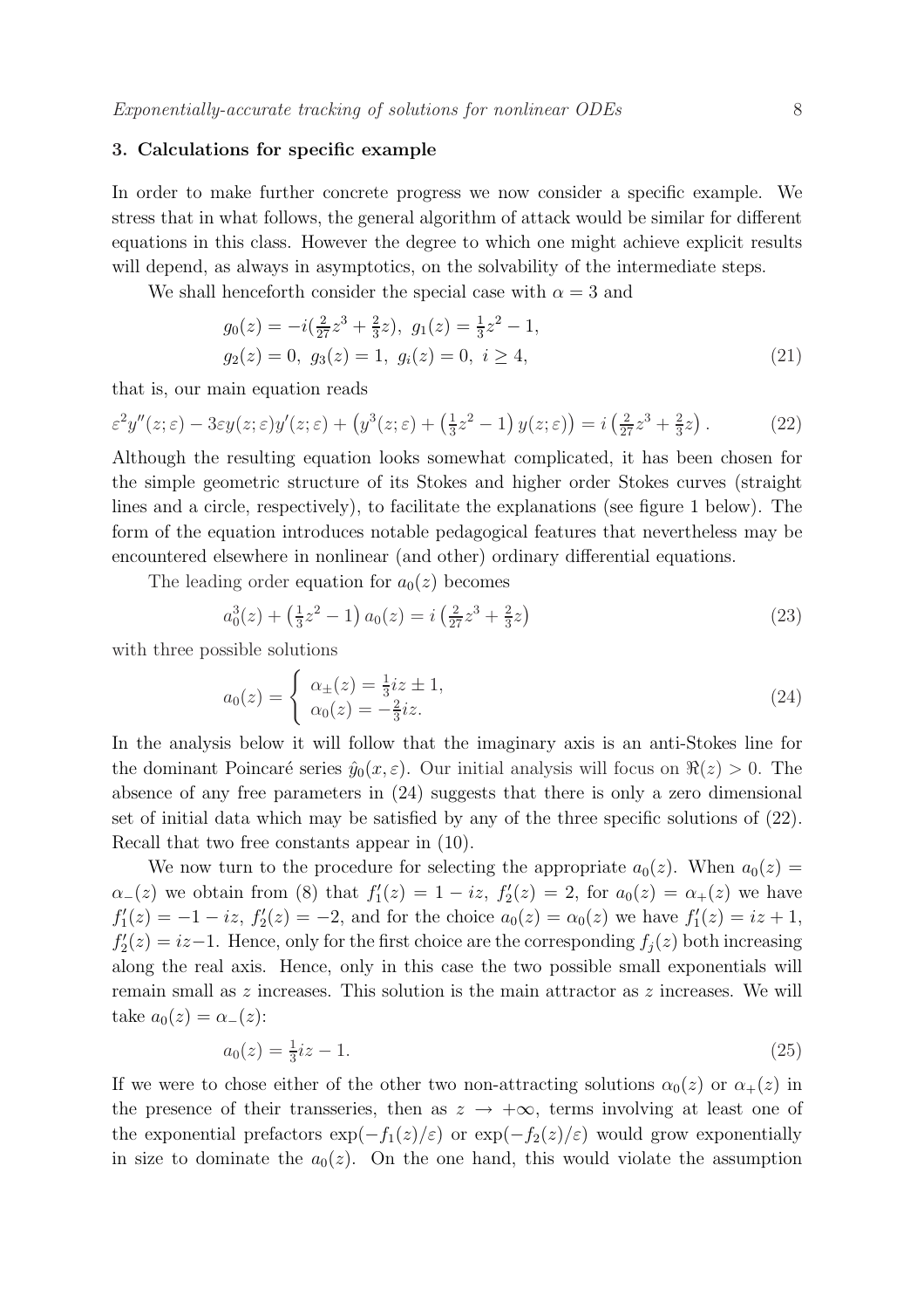## 3. Calculations for specific example

In order to make further concrete progress we now consider a specific example. We stress that in what follows, the general algorithm of attack would be similar for different equations in this class. However the degree to which one might achieve explicit results will depend, as always in asymptotics, on the solvability of the intermediate steps.

We shall henceforth consider the special case with $\alpha = 3$ and

$$
\begin{aligned}
&g_0(z) = -i(\tfrac{2}{27}z^3 + \tfrac{2}{3}z),\ g_1(z) = \tfrac{1}{3}z^2 - 1, \\
&g_2(z) = 0,\ g_3(z) = 1,\ g_i(z) = 0,\ i \geq 4,
\end{aligned}
\tag{21}
$$

that is, our main equation reads

$$
\varepsilon^2 y''(z;\varepsilon) - 3\varepsilon y(z;\varepsilon)y'(z;\varepsilon) + \left(y^3(z;\varepsilon) + \left(\tfrac{1}{3}z^2 - 1\right)y(z;\varepsilon)\right) = i\left(\tfrac{2}{27}z^3 + \tfrac{2}{3}z\right). \tag{22}
$$

Although the resulting equation looks somewhat complicated, it has been chosen for the simple geometric structure of its Stokes and higher order Stokes curves (straight lines and a circle, respectively), to facilitate the explanations (see figure 1 below). The form of the equation introduces notable pedagogical features that nevertheless may be encountered elsewhere in nonlinear (and other) ordinary differential equations.

The leading order equation for $a_0(z)$ becomes

$$
a_0^3(z) + \left(\tfrac{1}{3}z^2 - 1\right)a_0(z) = i\left(\tfrac{2}{27}z^3 + \tfrac{2}{3}z\right) \tag{23}
$$

with three possible solutions

$$
a_0(z) = \begin{cases} \alpha_{\pm}(z) = \tfrac{1}{3}iz \pm 1, \\ \alpha_0(z) = -\tfrac{2}{3}iz. \end{cases} \tag{24}
$$

In the analysis below it will follow that the imaginary axis is an anti-Stokes line for the dominant Poincaré series $\hat{y}_0(x,\varepsilon)$. Our initial analysis will focus on $\Re(z) > 0$. The absence of any free parameters in (24) suggests that there is only a zero dimensional set of initial data which may be satisfied by any of the three specific solutions of (22). Recall that two free constants appear in (10).

We now turn to the procedure for selecting the appropriate $a_0(z)$. When $a_0(z) = \alpha_-(z)$ we obtain from (8) that $f_1'(z) = 1 - iz$, $f_2'(z) = 2$, for $a_0(z) = \alpha_+(z)$ we have $f_1'(z) = -1 - iz$, $f_2'(z) = -2$, and for the choice $a_0(z) = \alpha_0(z)$ we have $f_1'(z) = iz + 1$, $f_2'(z) = iz - 1$. Hence, only for the first choice are the corresponding $f_j(z)$ both increasing along the real axis. Hence, only in this case the two possible small exponentials will remain small as $z$ increases. This solution is the main attractor as $z$ increases. We will take $a_0(z) = \alpha_-(z)$:

$$
a_0(z) = \tfrac{1}{3}iz - 1. \tag{25}
$$

If we were to chose either of the other two non-attracting solutions $\alpha_0(z)$ or $\alpha_+(z)$ in the presence of their transseries, then as $z \to +\infty$, terms involving at least one of the exponential prefactors $\exp(-f_1(z)/\varepsilon)$ or $\exp(-f_2(z)/\varepsilon)$ would grow exponentially in size to dominate the $a_0(z)$. On the one hand, this would violate the assumption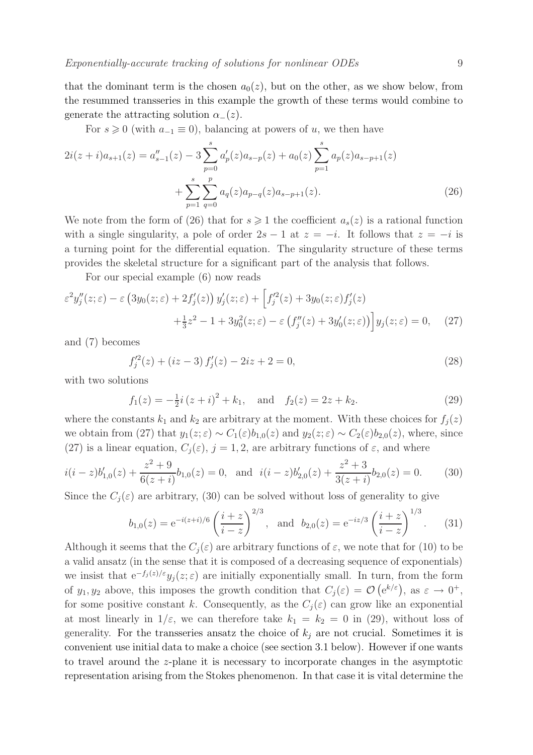that the dominant term is the chosen $a_0(z)$, but on the other, as we show below, from the resummed transseries in this example the growth of these terms would combine to generate the attracting solution $\alpha_-(z)$.

For $s \geqslant 0$ (with $a_{-1} \equiv 0$), balancing at powers of $u$, we then have

$$
\begin{aligned}
2i(z+i)a_{s+1}(z) = a''_{s-1}(z) - 3\sum_{p=0}^{s} a'_p(z)a_{s-p}(z) + a_0(z)\sum_{p=1}^{s} a_p(z)a_{s-p+1}(z) \\
+ \sum_{p=1}^{s}\sum_{q=0}^{p} a_q(z)a_{p-q}(z)a_{s-p+1}(z). \qquad (26)
\end{aligned}
$$

We note from the form of (26) that for $s \geqslant 1$ the coefficient $a_s(z)$ is a rational function with a single singularity, a pole of order $2s-1$ at $z=-i$. It follows that $z=-i$ is a turning point for the differential equation. The singularity structure of these terms provides the skeletal structure for a significant part of the analysis that follows.

For our special example (6) now reads

$$
\begin{aligned}
\varepsilon^2 y''_j(z;\varepsilon) - \varepsilon\left(3y_0(z;\varepsilon) + 2f'_j(z)\right)y'_j(z;\varepsilon) + \Big[f'^2_j(z) + 3y_0(z;\varepsilon)f'_j(z) \\
+\tfrac{1}{3}z^2 - 1 + 3y_0^2(z;\varepsilon) - \varepsilon\left(f''_j(z) + 3y'_0(z;\varepsilon)\right)\Big]y_j(z;\varepsilon) = 0, \qquad (27)
\end{aligned}
$$

and (7) becomes

$$
f'^2_j(z) + (iz-3)\,f'_j(z) - 2iz + 2 = 0, \qquad (28)
$$

with two solutions

$$
f_1(z) = -\tfrac{1}{2}i\,(z+i)^2 + k_1, \quad \text{and} \quad f_2(z) = 2z + k_2. \qquad (29)
$$

where the constants $k_1$ and $k_2$ are arbitrary at the moment. With these choices for $f_j(z)$ we obtain from (27) that $y_1(z;\varepsilon) \sim C_1(\varepsilon)b_{1,0}(z)$ and $y_2(z;\varepsilon) \sim C_2(\varepsilon)b_{2,0}(z)$, where, since (27) is a linear equation, $C_j(\varepsilon)$, $j=1,2$, are arbitrary functions of $\varepsilon$, and where

$$
i(i-z)b'_{1,0}(z) + \frac{z^2+9}{6(z+i)}b_{1,0}(z) = 0, \quad \text{and} \quad i(i-z)b'_{2,0}(z) + \frac{z^2+3}{3(z+i)}b_{2,0}(z) = 0. \qquad (30)
$$

Since the $C_j(\varepsilon)$ are arbitrary, (30) can be solved without loss of generality to give

$$
b_{1,0}(z) = \mathrm{e}^{-i(z+i)/6}\left(\frac{i+z}{i-z}\right)^{2/3}, \quad \text{and} \quad b_{2,0}(z) = \mathrm{e}^{-iz/3}\left(\frac{i+z}{i-z}\right)^{1/3}. \qquad (31)
$$

Although it seems that the $C_j(\varepsilon)$ are arbitrary functions of $\varepsilon$, we note that for (10) to be a valid ansatz (in the sense that it is composed of a decreasing sequence of exponentials) we insist that $\mathrm{e}^{-f_j(z)/\varepsilon}y_j(z;\varepsilon)$ are initially exponentially small. In turn, from the form of $y_1, y_2$ above, this imposes the growth condition that $C_j(\varepsilon) = \mathcal{O}\left(\mathrm{e}^{k/\varepsilon}\right)$, as $\varepsilon \to 0^+$, for some positive constant $k$. Consequently, as the $C_j(\varepsilon)$ can grow like an exponential at most linearly in $1/\varepsilon$, we can therefore take $k_1 = k_2 = 0$ in (29), without loss of generality. For the transseries ansatz the choice of $k_j$ are not crucial. Sometimes it is convenient use initial data to make a choice (see section 3.1 below). However if one wants to travel around the $z$-plane it is necessary to incorporate changes in the asymptotic representation arising from the Stokes phenomenon. In that case it is vital determine the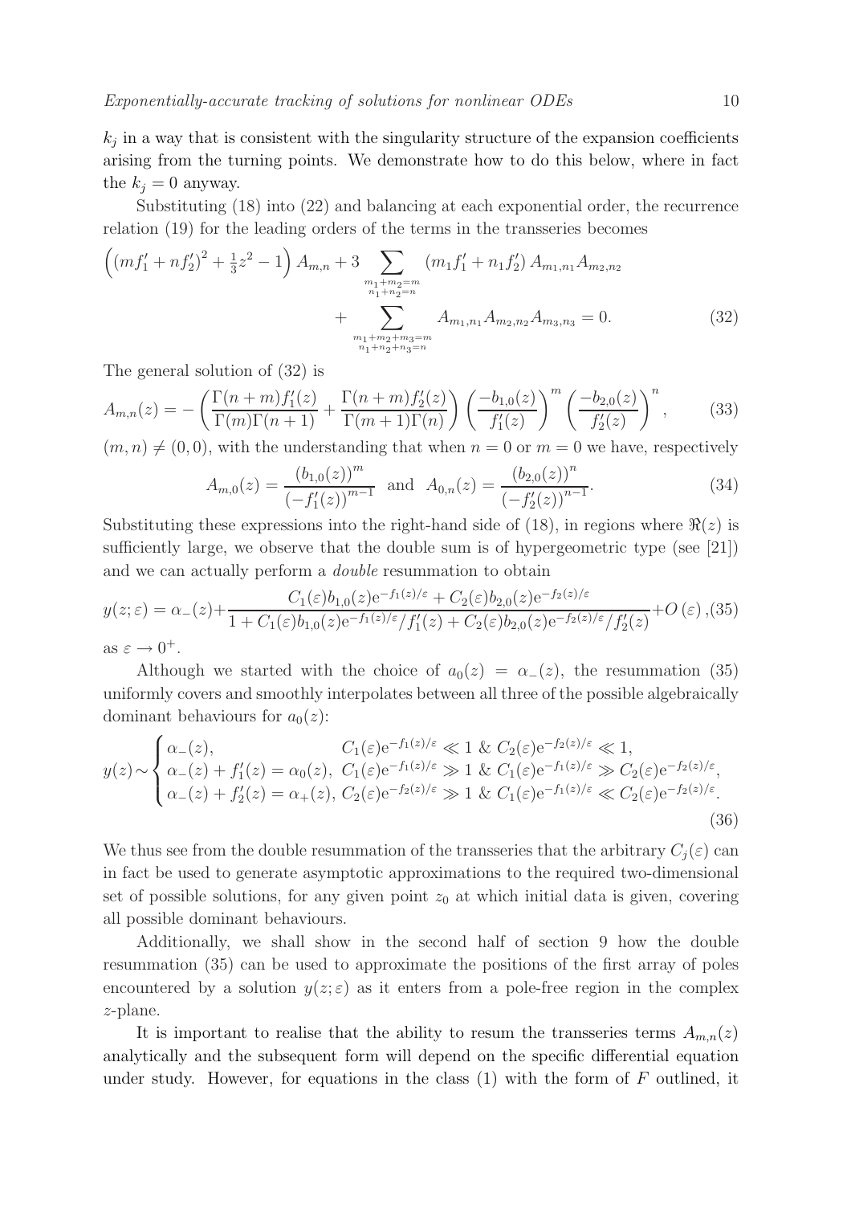$k_j$ in a way that is consistent with the singularity structure of the expansion coefficients arising from the turning points. We demonstrate how to do this below, where in fact the $k_j = 0$ anyway.

Substituting (18) into (22) and balancing at each exponential order, the recurrence relation (19) for the leading orders of the terms in the transseries becomes

$$\left( \left(mf_1' + nf_2'\right)^2 + \tfrac{1}{3}z^2 - 1 \right) A_{m,n} + 3 \sum_{\substack{m_1+m_2=m \\ n_1+n_2=n}} \left(m_1 f_1' + n_1 f_2'\right) A_{m_1,n_1} A_{m_2,n_2} + \sum_{\substack{m_1+m_2+m_3=m \\ n_1+n_2+n_3=n}} A_{m_1,n_1} A_{m_2,n_2} A_{m_3,n_3} = 0. \tag{32}$$

The general solution of (32) is

$$A_{m,n}(z) = -\left( \frac{\Gamma(n+m) f_1'(z)}{\Gamma(m)\Gamma(n+1)} + \frac{\Gamma(n+m) f_2'(z)}{\Gamma(m+1)\Gamma(n)} \right) \left( \frac{-b_{1,0}(z)}{f_1'(z)} \right)^m \left( \frac{-b_{2,0}(z)}{f_2'(z)} \right)^n, \tag{33}$$

$(m,n) \neq (0,0)$, with the understanding that when $n = 0$ or $m = 0$ we have, respectively

$$A_{m,0}(z) = \frac{(b_{1,0}(z))^m}{\left(-f_1'(z)\right)^{m-1}} \quad \text{and} \quad A_{0,n}(z) = \frac{(b_{2,0}(z))^n}{\left(-f_2'(z)\right)^{n-1}}. \tag{34}$$

Substituting these expressions into the right-hand side of (18), in regions where $\Re(z)$ is sufficiently large, we observe that the double sum is of hypergeometric type (see [21]) and we can actually perform a *double* resummation to obtain

$$y(z;\varepsilon) = \alpha_-(z) + \frac{C_1(\varepsilon) b_{1,0}(z) \mathrm{e}^{-f_1(z)/\varepsilon} + C_2(\varepsilon) b_{2,0}(z) \mathrm{e}^{-f_2(z)/\varepsilon}}{1 + C_1(\varepsilon) b_{1,0}(z) \mathrm{e}^{-f_1(z)/\varepsilon}/f_1'(z) + C_2(\varepsilon) b_{2,0}(z) \mathrm{e}^{-f_2(z)/\varepsilon}/f_2'(z)} + O(\varepsilon), \tag{35}$$

as $\varepsilon \to 0^+$.

Although we started with the choice of $a_0(z) = \alpha_-(z)$, the resummation (35) uniformly covers and smoothly interpolates between all three of the possible algebraically dominant behaviours for $a_0(z)$:

$$y(z) \sim \begin{cases} \alpha_-(z), & C_1(\varepsilon)\mathrm{e}^{-f_1(z)/\varepsilon} \ll 1 \ \& \ C_2(\varepsilon)\mathrm{e}^{-f_2(z)/\varepsilon} \ll 1, \\ \alpha_-(z) + f_1'(z) = \alpha_0(z), & C_1(\varepsilon)\mathrm{e}^{-f_1(z)/\varepsilon} \gg 1 \ \& \ C_1(\varepsilon)\mathrm{e}^{-f_1(z)/\varepsilon} \gg C_2(\varepsilon)\mathrm{e}^{-f_2(z)/\varepsilon}, \\ \alpha_-(z) + f_2'(z) = \alpha_+(z), & C_2(\varepsilon)\mathrm{e}^{-f_2(z)/\varepsilon} \gg 1 \ \& \ C_1(\varepsilon)\mathrm{e}^{-f_1(z)/\varepsilon} \ll C_2(\varepsilon)\mathrm{e}^{-f_2(z)/\varepsilon}. \end{cases} \tag{36}$$

We thus see from the double resummation of the transseries that the arbitrary $C_j(\varepsilon)$ can in fact be used to generate asymptotic approximations to the required two-dimensional set of possible solutions, for any given point $z_0$ at which initial data is given, covering all possible dominant behaviours.

Additionally, we shall show in the second half of section 9 how the double resummation (35) can be used to approximate the positions of the first array of poles encountered by a solution $y(z;\varepsilon)$ as it enters from a pole-free region in the complex $z$-plane.

It is important to realise that the ability to resum the transseries terms $A_{m,n}(z)$ analytically and the subsequent form will depend on the specific differential equation under study. However, for equations in the class (1) with the form of $F$ outlined, it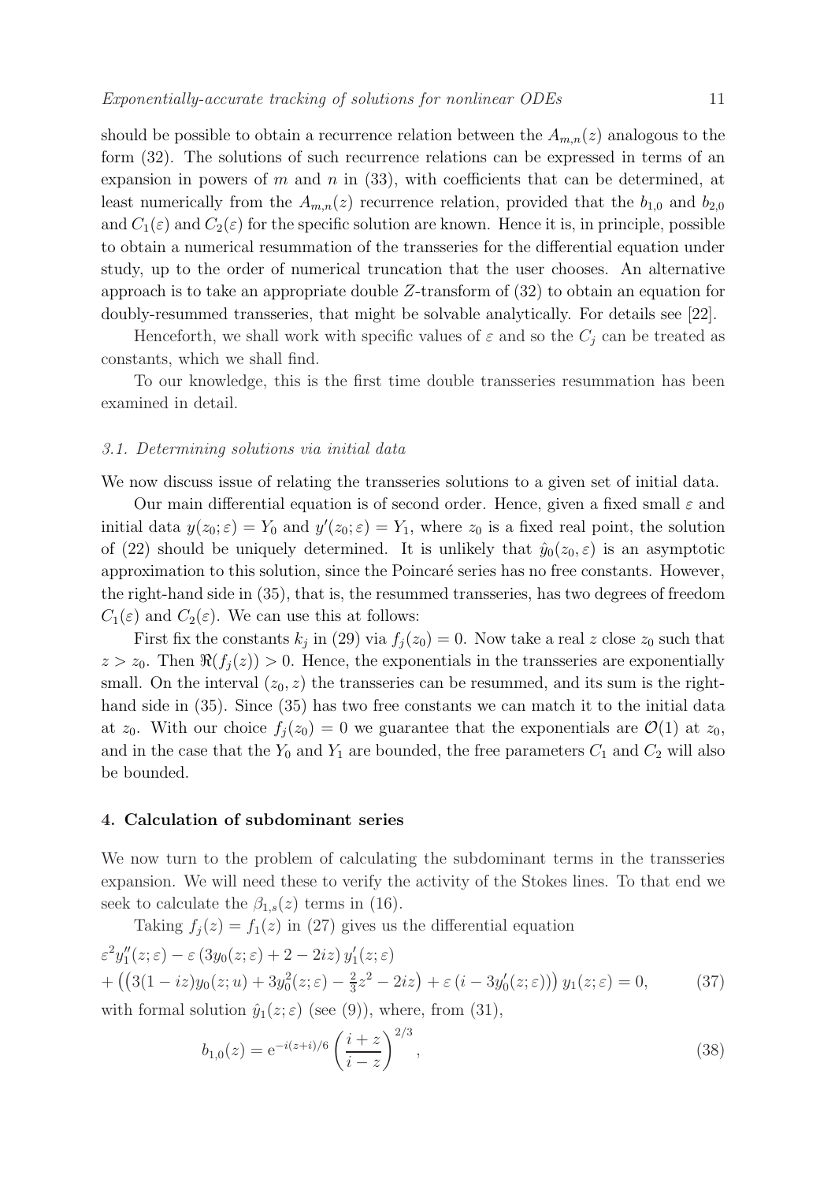should be possible to obtain a recurrence relation between the $A_{m,n}(z)$ analogous to the form (32). The solutions of such recurrence relations can be expressed in terms of an expansion in powers of $m$ and $n$ in (33), with coefficients that can be determined, at least numerically from the $A_{m,n}(z)$ recurrence relation, provided that the $b_{1,0}$ and $b_{2,0}$ and $C_1(\varepsilon)$ and $C_2(\varepsilon)$ for the specific solution are known. Hence it is, in principle, possible to obtain a numerical resummation of the transseries for the differential equation under study, up to the order of numerical truncation that the user chooses. An alternative approach is to take an appropriate double $Z$-transform of (32) to obtain an equation for doubly-resummed transseries, that might be solvable analytically. For details see [22].

Henceforth, we shall work with specific values of $\varepsilon$ and so the $C_j$ can be treated as constants, which we shall find.

To our knowledge, this is the first time double transseries resummation has been examined in detail.

### 3.1. Determining solutions via initial data

We now discuss issue of relating the transseries solutions to a given set of initial data.

Our main differential equation is of second order. Hence, given a fixed small $\varepsilon$ and initial data $y(z_0;\varepsilon) = Y_0$ and $y'(z_0;\varepsilon) = Y_1$, where $z_0$ is a fixed real point, the solution of (22) should be uniquely determined. It is unlikely that $\hat{y}_0(z_0,\varepsilon)$ is an asymptotic approximation to this solution, since the Poincaré series has no free constants. However, the right-hand side in (35), that is, the resummed transseries, has two degrees of freedom $C_1(\varepsilon)$ and $C_2(\varepsilon)$. We can use this at follows:

First fix the constants $k_j$ in (29) via $f_j(z_0) = 0$. Now take a real $z$ close $z_0$ such that $z > z_0$. Then $\Re(f_j(z)) > 0$. Hence, the exponentials in the transseries are exponentially small. On the interval $(z_0, z)$ the transseries can be resummed, and its sum is the right-hand side in (35). Since (35) has two free constants we can match it to the initial data at $z_0$. With our choice $f_j(z_0) = 0$ we guarantee that the exponentials are $\mathcal{O}(1)$ at $z_0$, and in the case that the $Y_0$ and $Y_1$ are bounded, the free parameters $C_1$ and $C_2$ will also be bounded.

## 4. Calculation of subdominant series

We now turn to the problem of calculating the subdominant terms in the transseries expansion. We will need these to verify the activity of the Stokes lines. To that end we seek to calculate the $\beta_{1,s}(z)$ terms in (16).

Taking $f_j(z) = f_1(z)$ in (27) gives us the differential equation

$$
\begin{aligned}
&\varepsilon^2 y_1''(z;\varepsilon) - \varepsilon\left(3y_0(z;\varepsilon) + 2 - 2iz\right) y_1'(z;\varepsilon) \\
&+ \left(\left(3(1-iz)y_0(z;u) + 3y_0^2(z;\varepsilon) - \tfrac{2}{3}z^2 - 2iz\right) + \varepsilon\left(i - 3y_0'(z;\varepsilon)\right)\right) y_1(z;\varepsilon) = 0, \qquad (37)
\end{aligned}
$$

with formal solution $\hat{y}_1(z;\varepsilon)$ (see (9)), where, from (31),

$$
b_{1,0}(z) = \mathrm{e}^{-i(z+i)/6}\left(\frac{i+z}{i-z}\right)^{2/3}, \qquad (38)
$$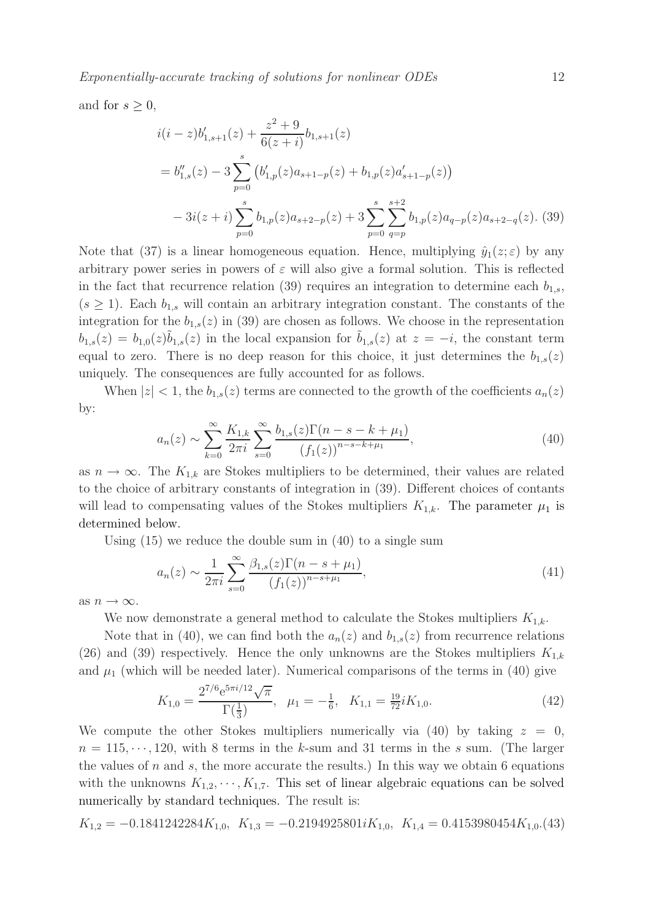and for $s \geq 0$,

$$
\begin{aligned}
&i(i-z)b_{1,s+1}'(z) + \frac{z^2+9}{6(z+i)}b_{1,s+1}(z) \\
&= b_{1,s}''(z) - 3\sum_{p=0}^{s}\left(b_{1,p}'(z)a_{s+1-p}(z) + b_{1,p}(z)a_{s+1-p}'(z)\right) \\
&\quad - 3i(z+i)\sum_{p=0}^{s} b_{1,p}(z)a_{s+2-p}(z) + 3\sum_{p=0}^{s}\sum_{q=p}^{s+2} b_{1,p}(z)a_{q-p}(z)a_{s+2-q}(z). \quad (39)
\end{aligned}
$$

Note that (37) is a linear homogeneous equation. Hence, multiplying $\hat{y}_1(z;\varepsilon)$ by any arbitrary power series in powers of $\varepsilon$ will also give a formal solution. This is reflected in the fact that recurrence relation (39) requires an integration to determine each $b_{1,s}$, ($s \geq 1$). Each $b_{1,s}$ will contain an arbitrary integration constant. The constants of the integration for the $b_{1,s}(z)$ in (39) are chosen as follows. We choose in the representation $b_{1,s}(z) = b_{1,0}(z)\tilde{b}_{1,s}(z)$ in the local expansion for $\tilde{b}_{1,s}(z)$ at $z = -i$, the constant term equal to zero. There is no deep reason for this choice, it just determines the $b_{1,s}(z)$ uniquely. The consequences are fully accounted for as follows.

When $|z| < 1$, the $b_{1,s}(z)$ terms are connected to the growth of the coefficients $a_n(z)$ by:

$$
a_n(z) \sim \sum_{k=0}^{\infty} \frac{K_{1,k}}{2\pi i} \sum_{s=0}^{\infty} \frac{b_{1,s}(z)\Gamma(n-s-k+\mu_1)}{\left(f_1(z)\right)^{n-s-k+\mu_1}}, \tag{40}
$$

as $n \to \infty$. The $K_{1,k}$ are Stokes multipliers to be determined, their values are related to the choice of arbitrary constants of integration in (39). Different choices of contants will lead to compensating values of the Stokes multipliers $K_{1,k}$. The parameter $\mu_1$ is determined below.

Using (15) we reduce the double sum in (40) to a single sum

$$
a_n(z) \sim \frac{1}{2\pi i} \sum_{s=0}^{\infty} \frac{\beta_{1,s}(z)\Gamma(n-s+\mu_1)}{\left(f_1(z)\right)^{n-s+\mu_1}}, \tag{41}
$$

as $n \to \infty$.

We now demonstrate a general method to calculate the Stokes multipliers $K_{1,k}$.

Note that in (40), we can find both the $a_n(z)$ and $b_{1,s}(z)$ from recurrence relations (26) and (39) respectively. Hence the only unknowns are the Stokes multipliers $K_{1,k}$ and $\mu_1$ (which will be needed later). Numerical comparisons of the terms in (40) give

$$
K_{1,0} = \frac{2^{7/6}e^{5\pi i/12}\sqrt{\pi}}{\Gamma(\frac{1}{3})}, \quad \mu_1 = -\tfrac{1}{6}, \quad K_{1,1} = \tfrac{19}{72}iK_{1,0}. \tag{42}
$$

We compute the other Stokes multipliers numerically via (40) by taking $z = 0$, $n = 115, \cdots, 120$, with 8 terms in the $k$-sum and 31 terms in the $s$ sum. (The larger the values of $n$ and $s$, the more accurate the results.) In this way we obtain 6 equations with the unknowns $K_{1,2}, \cdots, K_{1,7}$. This set of linear algebraic equations can be solved numerically by standard techniques. The result is:

$$
K_{1,2} = -0.1841242284K_{1,0}, \;\; K_{1,3} = -0.2194925801iK_{1,0}, \;\; K_{1,4} = 0.4153980454K_{1,0}. \tag{43}
$$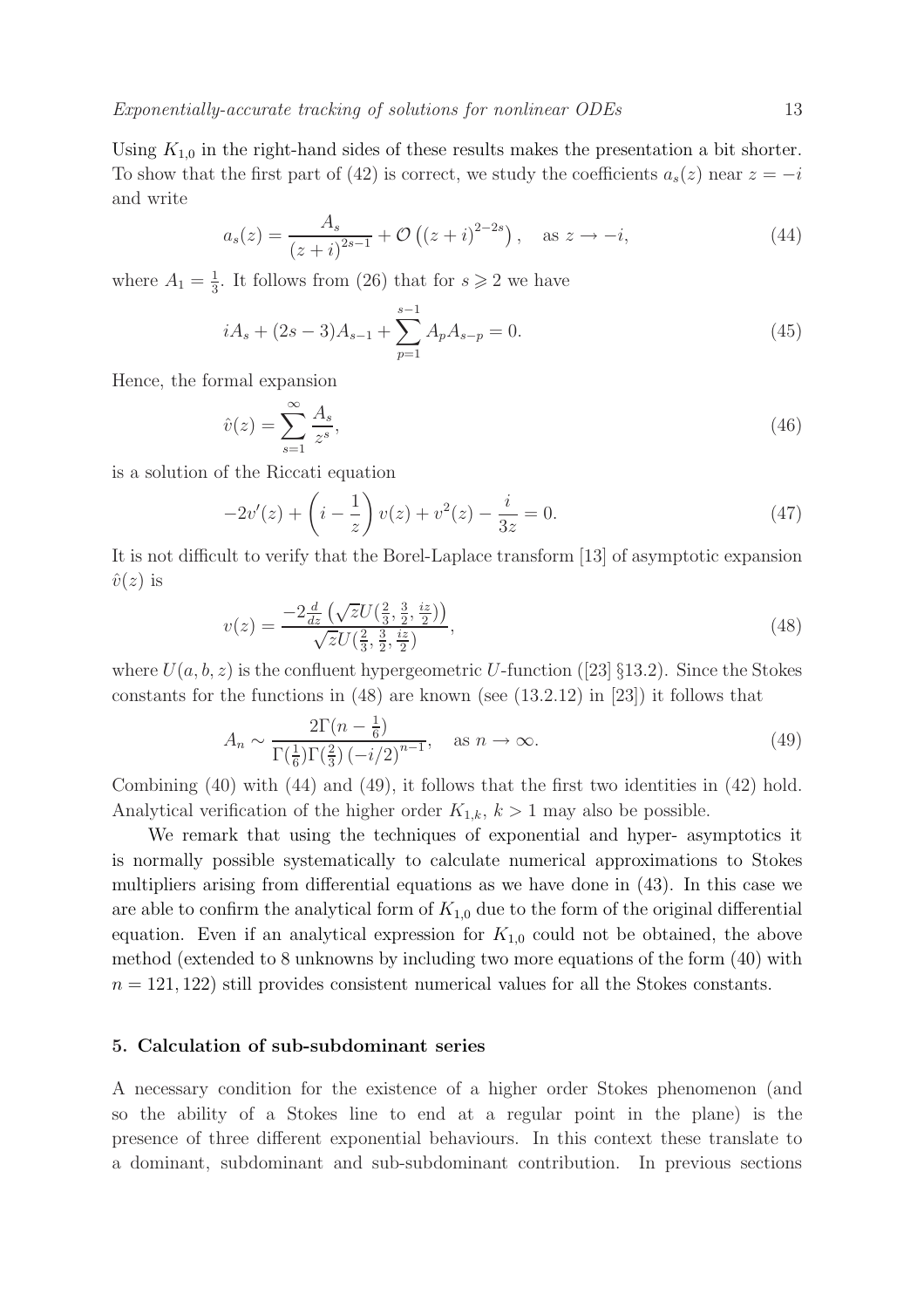Using $K_{1,0}$ in the right-hand sides of these results makes the presentation a bit shorter. To show that the first part of (42) is correct, we study the coefficients $a_s(z)$ near $z = -i$ and write

$$a_s(z) = \frac{A_s}{(z+i)^{2s-1}} + \mathcal{O}\left((z+i)^{2-2s}\right), \quad \text{as } z \to -i, \tag{44}$$

where $A_1 = \frac{1}{3}$. It follows from (26) that for $s \geqslant 2$ we have

$$iA_s + (2s-3)A_{s-1} + \sum_{p=1}^{s-1} A_p A_{s-p} = 0. \tag{45}$$

Hence, the formal expansion

$$\hat{v}(z) = \sum_{s=1}^{\infty} \frac{A_s}{z^s}, \tag{46}$$

is a solution of the Riccati equation

$$-2v'(z) + \left(i - \frac{1}{z}\right) v(z) + v^2(z) - \frac{i}{3z} = 0. \tag{47}$$

It is not difficult to verify that the Borel-Laplace transform [13] of asymptotic expansion $\hat{v}(z)$ is

$$v(z) = \frac{-2\frac{d}{dz}\left(\sqrt{z}U(\frac{2}{3}, \frac{3}{2}, \frac{iz}{2})\right)}{\sqrt{z}U(\frac{2}{3}, \frac{3}{2}, \frac{iz}{2})}, \tag{48}$$

where $U(a,b,z)$ is the confluent hypergeometric $U$-function ([23] §13.2). Since the Stokes constants for the functions in (48) are known (see (13.2.12) in [23]) it follows that

$$A_n \sim \frac{2\Gamma(n-\frac{1}{6})}{\Gamma(\frac{1}{6})\Gamma(\frac{2}{3})\left(-i/2\right)^{n-1}}, \quad \text{as } n \to \infty. \tag{49}$$

Combining (40) with (44) and (49), it follows that the first two identities in (42) hold. Analytical verification of the higher order $K_{1,k}$, $k > 1$ may also be possible.

We remark that using the techniques of exponential and hyper- asymptotics it is normally possible systematically to calculate numerical approximations to Stokes multipliers arising from differential equations as we have done in (43). In this case we are able to confirm the analytical form of $K_{1,0}$ due to the form of the original differential equation. Even if an analytical expression for $K_{1,0}$ could not be obtained, the above method (extended to 8 unknowns by including two more equations of the form (40) with $n = 121, 122$) still provides consistent numerical values for all the Stokes constants.

## 5. Calculation of sub-subdominant series

A necessary condition for the existence of a higher order Stokes phenomenon (and so the ability of a Stokes line to end at a regular point in the plane) is the presence of three different exponential behaviours. In this context these translate to a dominant, subdominant and sub-subdominant contribution. In previous sections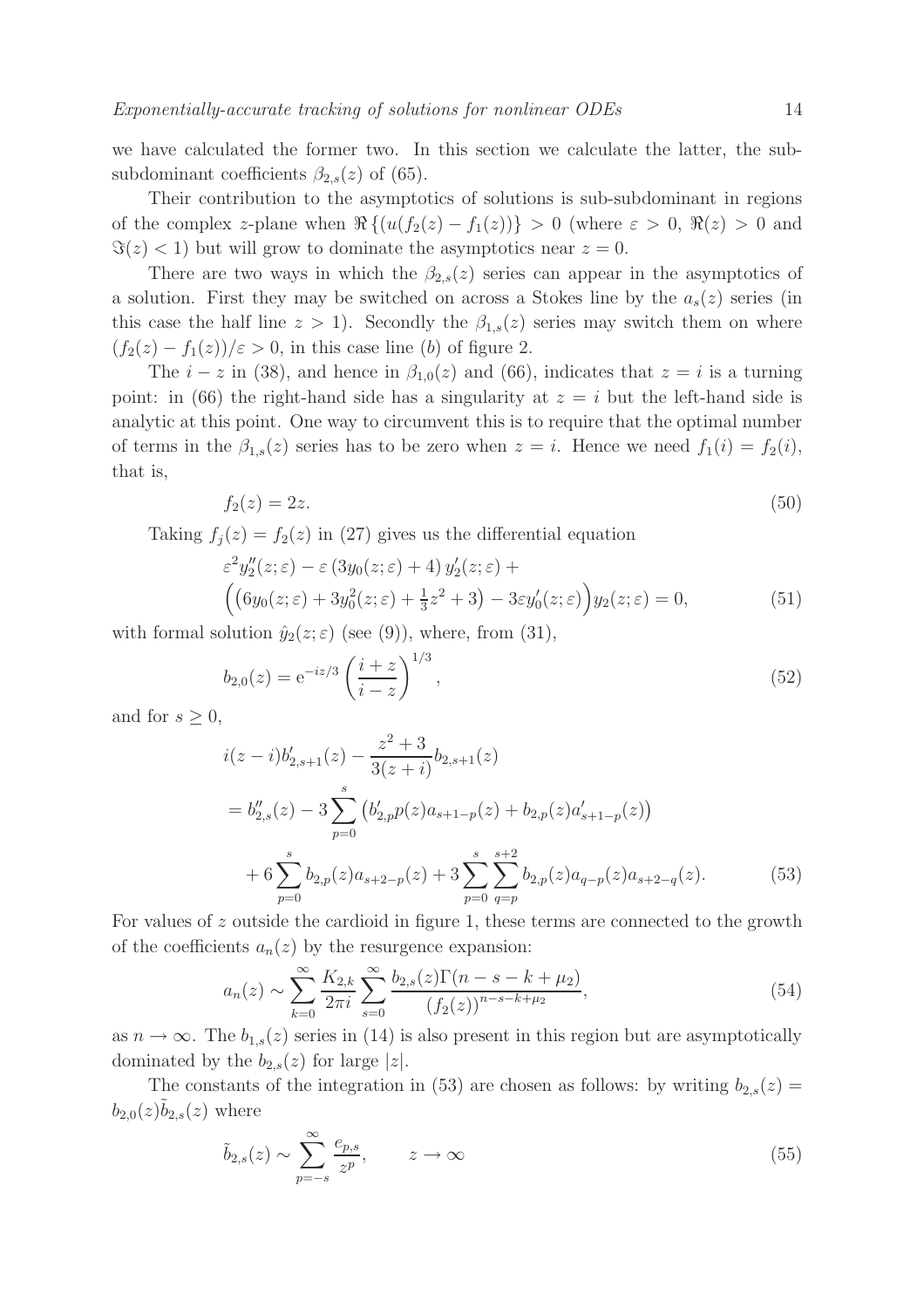we have calculated the former two. In this section we calculate the latter, the sub-subdominant coefficients $\beta_{2,s}(z)$ of (65).

Their contribution to the asymptotics of solutions is sub-subdominant in regions of the complex $z$-plane when $\Re\{(u(f_2(z) - f_1(z))\} > 0$ (where $\varepsilon > 0$, $\Re(z) > 0$ and $\Im(z) < 1$) but will grow to dominate the asymptotics near $z = 0$.

There are two ways in which the $\beta_{2,s}(z)$ series can appear in the asymptotics of a solution. First they may be switched on across a Stokes line by the $a_s(z)$ series (in this case the half line $z > 1$). Secondly the $\beta_{1,s}(z)$ series may switch them on where $(f_2(z) - f_1(z))/\varepsilon > 0$, in this case line $(b)$ of figure 2.

The $i - z$ in (38), and hence in $\beta_{1,0}(z)$ and (66), indicates that $z = i$ is a turning point: in (66) the right-hand side has a singularity at $z = i$ but the left-hand side is analytic at this point. One way to circumvent this is to require that the optimal number of terms in the $\beta_{1,s}(z)$ series has to be zero when $z = i$. Hence we need $f_1(i) = f_2(i)$, that is,

$$f_2(z) = 2z. \tag{50}$$

Taking $f_j(z) = f_2(z)$ in (27) gives us the differential equation

$$\begin{aligned}
&\varepsilon^2 y_2''(z;\varepsilon) - \varepsilon\left(3y_0(z;\varepsilon) + 4\right) y_2'(z;\varepsilon) + \\
&\Big(\left(6y_0(z;\varepsilon) + 3y_0^2(z;\varepsilon) + \tfrac{1}{3}z^2 + 3\right) - 3\varepsilon y_0'(z;\varepsilon)\Big) y_2(z;\varepsilon) = 0,
\end{aligned} \tag{51}$$

with formal solution $\hat{y}_2(z;\varepsilon)$ (see (9)), where, from (31),

$$b_{2,0}(z) = \mathrm{e}^{-iz/3}\left(\frac{i+z}{i-z}\right)^{1/3}, \tag{52}$$

and for $s \geq 0$,

$$\begin{aligned}
&i(z-i)b_{2,s+1}'(z) - \frac{z^2+3}{3(z+i)} b_{2,s+1}(z) \\
&= b_{2,s}''(z) - 3\sum_{p=0}^{s}\left(b_{2,p}'p(z)a_{s+1-p}(z) + b_{2,p}(z)a_{s+1-p}'(z)\right) \\
&\quad + 6\sum_{p=0}^{s} b_{2,p}(z)a_{s+2-p}(z) + 3\sum_{p=0}^{s}\sum_{q=p}^{s+2} b_{2,p}(z)a_{q-p}(z)a_{s+2-q}(z).
\end{aligned} \tag{53}$$

For values of $z$ outside the cardioid in figure 1, these terms are connected to the growth of the coefficients $a_n(z)$ by the resurgence expansion:

$$a_n(z) \sim \sum_{k=0}^{\infty}\frac{K_{2,k}}{2\pi i}\sum_{s=0}^{\infty}\frac{b_{2,s}(z)\Gamma(n-s-k+\mu_2)}{\left(f_2(z)\right)^{n-s-k+\mu_2}}, \tag{54}$$

as $n \to \infty$. The $b_{1,s}(z)$ series in (14) is also present in this region but are asymptotically dominated by the $b_{2,s}(z)$ for large $|z|$.

The constants of the integration in (53) are chosen as follows: by writing $b_{2,s}(z) = b_{2,0}(z)\tilde{b}_{2,s}(z)$ where

$$\tilde{b}_{2,s}(z) \sim \sum_{p=-s}^{\infty}\frac{e_{p,s}}{z^p}, \qquad z \to \infty \tag{55}$$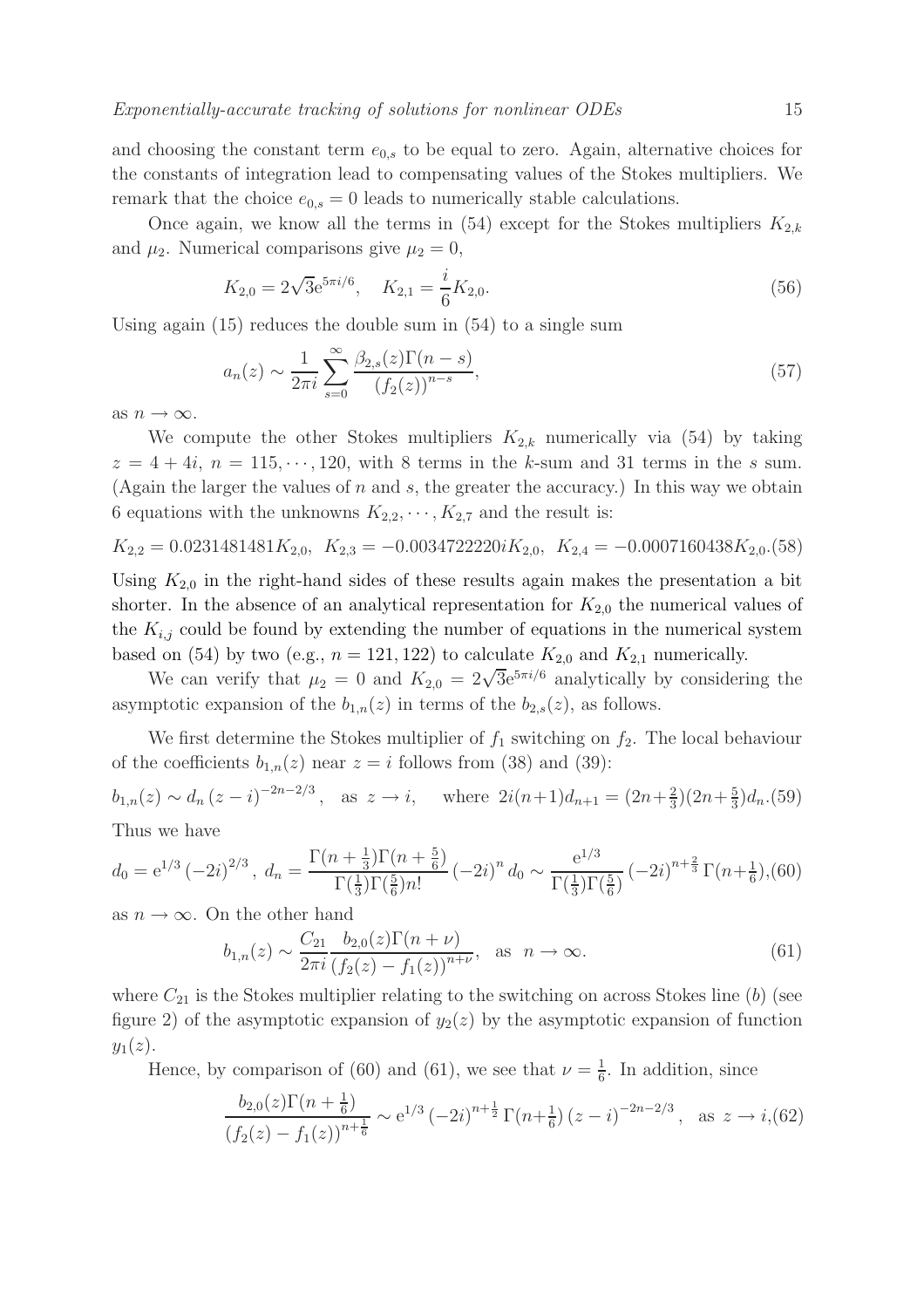and choosing the constant term $e_{0,s}$ to be equal to zero. Again, alternative choices for the constants of integration lead to compensating values of the Stokes multipliers. We remark that the choice $e_{0,s} = 0$ leads to numerically stable calculations.

Once again, we know all the terms in (54) except for the Stokes multipliers $K_{2,k}$ and $\mu_2$. Numerical comparisons give $\mu_2 = 0$,

$$K_{2,0} = 2\sqrt{3}e^{5\pi i/6}, \quad K_{2,1} = \frac{i}{6}K_{2,0}. \tag{56}$$

Using again (15) reduces the double sum in (54) to a single sum

$$a_n(z) \sim \frac{1}{2\pi i}\sum_{s=0}^{\infty}\frac{\beta_{2,s}(z)\Gamma(n-s)}{(f_2(z))^{n-s}}, \tag{57}$$

as $n \to \infty$.

We compute the other Stokes multipliers $K_{2,k}$ numerically via (54) by taking $z = 4+4i$, $n = 115, \cdots, 120$, with 8 terms in the $k$-sum and 31 terms in the $s$ sum. (Again the larger the values of $n$ and $s$, the greater the accuracy.) In this way we obtain 6 equations with the unknowns $K_{2,2}, \cdots, K_{2,7}$ and the result is:

$$K_{2,2} = 0.0231481481K_{2,0}, \;\; K_{2,3} = -0.0034722220iK_{2,0}, \;\; K_{2,4} = -0.0007160438K_{2,0}. \tag{58}$$

Using $K_{2,0}$ in the right-hand sides of these results again makes the presentation a bit shorter. In the absence of an analytical representation for $K_{2,0}$ the numerical values of the $K_{i,j}$ could be found by extending the number of equations in the numerical system based on (54) by two (e.g., $n = 121, 122$) to calculate $K_{2,0}$ and $K_{2,1}$ numerically.

We can verify that $\mu_2 = 0$ and $K_{2,0} = 2\sqrt{3}e^{5\pi i/6}$ analytically by considering the asymptotic expansion of the $b_{1,n}(z)$ in terms of the $b_{2,s}(z)$, as follows.

We first determine the Stokes multiplier of $f_1$ switching on $f_2$. The local behaviour of the coefficients $b_{1,n}(z)$ near $z = i$ follows from (38) and (39):

$$b_{1,n}(z) \sim d_n\,(z-i)^{-2n-2/3}, \quad \text{as } z \to i, \qquad \text{where } 2i(n+1)d_{n+1} = (2n+\tfrac{2}{3})(2n+\tfrac{5}{3})d_n. \tag{59}$$

Thus we have

$$d_0 = e^{1/3}\,(-2i)^{2/3}, \; d_n = \frac{\Gamma(n+\frac{1}{3})\Gamma(n+\frac{5}{6})}{\Gamma(\frac{1}{3})\Gamma(\frac{5}{6})n!}\,(-2i)^n\,d_0 \sim \frac{e^{1/3}}{\Gamma(\frac{1}{3})\Gamma(\frac{5}{6})}\,(-2i)^{n+\frac{2}{3}}\,\Gamma(n+\tfrac{1}{6}), \tag{60}$$

as $n \to \infty$. On the other hand

$$b_{1,n}(z) \sim \frac{C_{21}}{2\pi i}\frac{b_{2,0}(z)\Gamma(n+\nu)}{(f_2(z)-f_1(z))^{n+\nu}}, \quad \text{as } n \to \infty. \tag{61}$$

where $C_{21}$ is the Stokes multiplier relating to the switching on across Stokes line ($b$) (see figure 2) of the asymptotic expansion of $y_2(z)$ by the asymptotic expansion of function $y_1(z)$.

Hence, by comparison of (60) and (61), we see that $\nu = \frac{1}{6}$. In addition, since

$$\frac{b_{2,0}(z)\Gamma(n+\frac{1}{6})}{(f_2(z)-f_1(z))^{n+\frac{1}{6}}} \sim e^{1/3}\,(-2i)^{n+\frac{1}{2}}\,\Gamma(n+\tfrac{1}{6})\,(z-i)^{-2n-2/3}, \quad \text{as } z \to i, \tag{62}$$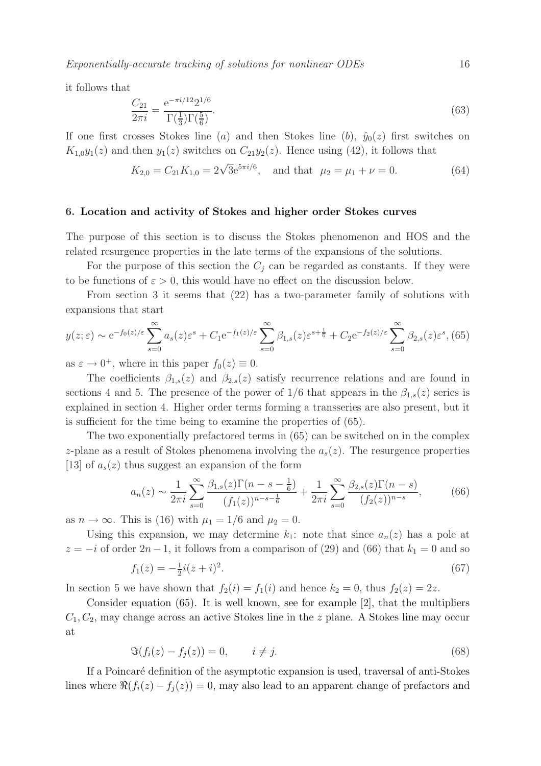it follows that

$$\frac{C_{21}}{2\pi i} = \frac{\mathrm{e}^{-\pi i/12} 2^{1/6}}{\Gamma(\frac{1}{3})\Gamma(\frac{5}{6})}. \tag{63}$$

If one first crosses Stokes line $(a)$ and then Stokes line $(b)$, $\hat{y}_0(z)$ first switches on $K_{1,0} y_1(z)$ and then $y_1(z)$ switches on $C_{21} y_2(z)$. Hence using (42), it follows that

$$K_{2,0} = C_{21} K_{1,0} = 2\sqrt{3}\mathrm{e}^{5\pi i/6}, \quad \text{and that} \quad \mu_2 = \mu_1 + \nu = 0. \tag{64}$$

### 6. Location and activity of Stokes and higher order Stokes curves

The purpose of this section is to discuss the Stokes phenomenon and HOS and the related resurgence properties in the late terms of the expansions of the solutions.

For the purpose of this section the $C_j$ can be regarded as constants. If they were to be functions of $\varepsilon > 0$, this would have no effect on the discussion below.

From section 3 it seems that (22) has a two-parameter family of solutions with expansions that start

$$y(z;\varepsilon) \sim \mathrm{e}^{-f_0(z)/\varepsilon} \sum_{s=0}^{\infty} a_s(z)\varepsilon^s + C_1 \mathrm{e}^{-f_1(z)/\varepsilon} \sum_{s=0}^{\infty} \beta_{1,s}(z)\varepsilon^{s+\frac{1}{6}} + C_2 \mathrm{e}^{-f_2(z)/\varepsilon} \sum_{s=0}^{\infty} \beta_{2,s}(z)\varepsilon^s, \tag{65}$$

as $\varepsilon \to 0^+$, where in this paper $f_0(z) \equiv 0$.

The coefficients $\beta_{1,s}(z)$ and $\beta_{2,s}(z)$ satisfy recurrence relations and are found in sections 4 and 5. The presence of the power of $1/6$ that appears in the $\beta_{1,s}(z)$ series is explained in section 4. Higher order terms forming a transseries are also present, but it is sufficient for the time being to examine the properties of (65).

The two exponentially prefactored terms in (65) can be switched on in the complex $z$-plane as a result of Stokes phenomena involving the $a_s(z)$. The resurgence properties [13] of $a_s(z)$ thus suggest an expansion of the form

$$a_n(z) \sim \frac{1}{2\pi i} \sum_{s=0}^{\infty} \frac{\beta_{1,s}(z)\Gamma(n-s-\frac{1}{6})}{(f_1(z))^{n-s-\frac{1}{6}}} + \frac{1}{2\pi i} \sum_{s=0}^{\infty} \frac{\beta_{2,s}(z)\Gamma(n-s)}{(f_2(z))^{n-s}}, \tag{66}$$

as $n \to \infty$. This is (16) with $\mu_1 = 1/6$ and $\mu_2 = 0$.

Using this expansion, we may determine $k_1$: note that since $a_n(z)$ has a pole at $z = -i$ of order $2n-1$, it follows from a comparison of (29) and (66) that $k_1 = 0$ and so

$$f_1(z) = -\tfrac{1}{2} i(z+i)^2. \tag{67}$$

In section 5 we have shown that $f_2(i) = f_1(i)$ and hence $k_2 = 0$, thus $f_2(z) = 2z$.

Consider equation (65). It is well known, see for example [2], that the multipliers $C_1, C_2$, may change across an active Stokes line in the $z$ plane. A Stokes line may occur at

$$\Im(f_i(z) - f_j(z)) = 0, \qquad i \neq j. \tag{68}$$

If a Poincaré definition of the asymptotic expansion is used, traversal of anti-Stokes lines where $\Re(f_i(z) - f_j(z)) = 0$, may also lead to an apparent change of prefactors and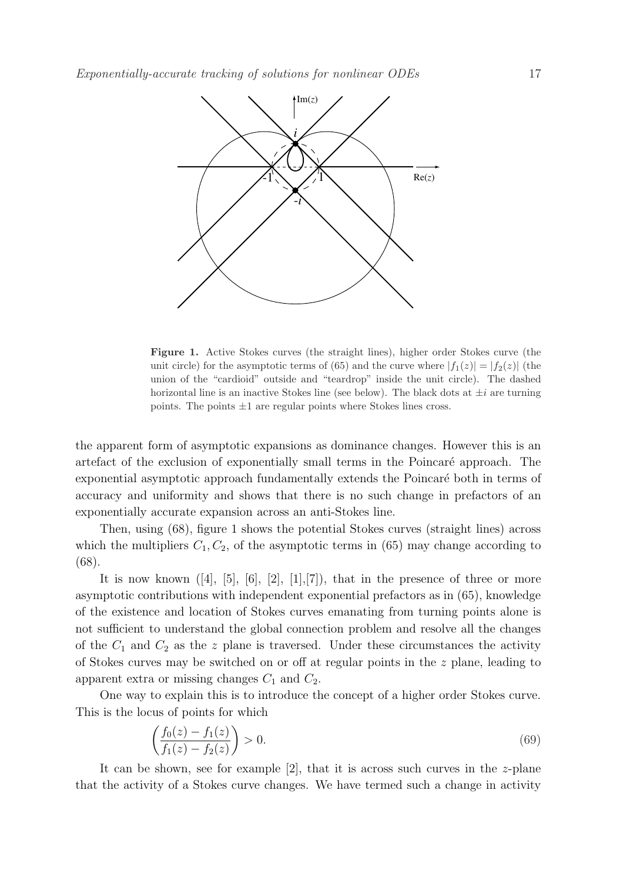**Figure 1.** Active Stokes curves (the straight lines), higher order Stokes curve (the unit circle) for the asymptotic terms of (65) and the curve where $|f_1(z)| = |f_2(z)|$ (the union of the "cardioid" outside and "teardrop" inside the unit circle). The dashed horizontal line is an inactive Stokes line (see below). The black dots at $\pm i$ are turning points. The points $\pm 1$ are regular points where Stokes lines cross.

the apparent form of asymptotic expansions as dominance changes. However this is an artefact of the exclusion of exponentially small terms in the Poincaré approach. The exponential asymptotic approach fundamentally extends the Poincaré both in terms of accuracy and uniformity and shows that there is no such change in prefactors of an exponentially accurate expansion across an anti-Stokes line.

Then, using (68), figure 1 shows the potential Stokes curves (straight lines) across which the multipliers $C_1, C_2$, of the asymptotic terms in (65) may change according to (68).

It is now known ([4], [5], [6], [2], [1],[7]), that in the presence of three or more asymptotic contributions with independent exponential prefactors as in (65), knowledge of the existence and location of Stokes curves emanating from turning points alone is not sufficient to understand the global connection problem and resolve all the changes of the $C_1$ and $C_2$ as the $z$ plane is traversed. Under these circumstances the activity of Stokes curves may be switched on or off at regular points in the $z$ plane, leading to apparent extra or missing changes $C_1$ and $C_2$.

One way to explain this is to introduce the concept of a higher order Stokes curve. This is the locus of points for which

$$\left(\frac{f_0(z) - f_1(z)}{f_1(z) - f_2(z)}\right) > 0. \tag{69}$$

It can be shown, see for example [2], that it is across such curves in the $z$-plane that the activity of a Stokes curve changes. We have termed such a change in activity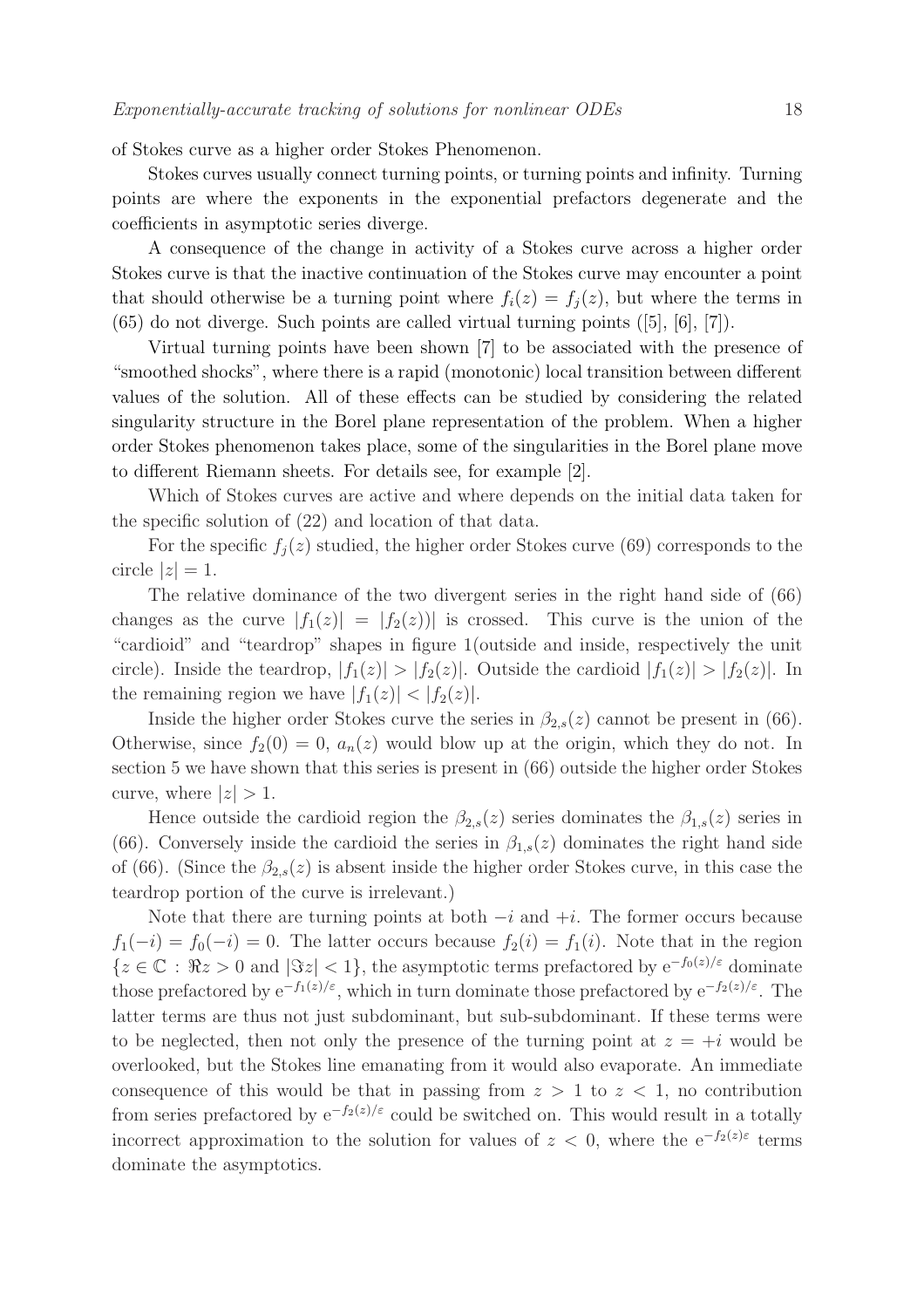of Stokes curve as a higher order Stokes Phenomenon.

Stokes curves usually connect turning points, or turning points and infinity. Turning points are where the exponents in the exponential prefactors degenerate and the coefficients in asymptotic series diverge.

A consequence of the change in activity of a Stokes curve across a higher order Stokes curve is that the inactive continuation of the Stokes curve may encounter a point that should otherwise be a turning point where $f_i(z) = f_j(z)$, but where the terms in (65) do not diverge. Such points are called virtual turning points ([5], [6], [7]).

Virtual turning points have been shown [7] to be associated with the presence of "smoothed shocks", where there is a rapid (monotonic) local transition between different values of the solution. All of these effects can be studied by considering the related singularity structure in the Borel plane representation of the problem. When a higher order Stokes phenomenon takes place, some of the singularities in the Borel plane move to different Riemann sheets. For details see, for example [2].

Which of Stokes curves are active and where depends on the initial data taken for the specific solution of (22) and location of that data.

For the specific $f_j(z)$ studied, the higher order Stokes curve (69) corresponds to the circle $|z| = 1$.

The relative dominance of the two divergent series in the right hand side of (66) changes as the curve $|f_1(z)| = |f_2(z))|$ is crossed. This curve is the union of the "cardioid" and "teardrop" shapes in figure 1(outside and inside, respectively the unit circle). Inside the teardrop, $|f_1(z)| > |f_2(z)|$. Outside the cardioid $|f_1(z)| > |f_2(z)|$. In the remaining region we have $|f_1(z)| < |f_2(z)|$.

Inside the higher order Stokes curve the series in $\beta_{2,s}(z)$ cannot be present in (66). Otherwise, since $f_2(0) = 0$, $a_n(z)$ would blow up at the origin, which they do not. In section 5 we have shown that this series is present in (66) outside the higher order Stokes curve, where $|z| > 1$.

Hence outside the cardioid region the $\beta_{2,s}(z)$ series dominates the $\beta_{1,s}(z)$ series in (66). Conversely inside the cardioid the series in $\beta_{1,s}(z)$ dominates the right hand side of (66). (Since the $\beta_{2,s}(z)$ is absent inside the higher order Stokes curve, in this case the teardrop portion of the curve is irrelevant.)

Note that there are turning points at both $-i$ and $+i$. The former occurs because $f_1(-i) = f_0(-i) = 0$. The latter occurs because $f_2(i) = f_1(i)$. Note that in the region $\{z \in \mathbb{C} : \Re z > 0 \text{ and } |\Im z| < 1\}$, the asymptotic terms prefactored by $\mathrm{e}^{-f_0(z)/\varepsilon}$ dominate those prefactored by $\mathrm{e}^{-f_1(z)/\varepsilon}$, which in turn dominate those prefactored by $\mathrm{e}^{-f_2(z)/\varepsilon}$. The latter terms are thus not just subdominant, but sub-subdominant. If these terms were to be neglected, then not only the presence of the turning point at $z = +i$ would be overlooked, but the Stokes line emanating from it would also evaporate. An immediate consequence of this would be that in passing from $z > 1$ to $z < 1$, no contribution from series prefactored by $\mathrm{e}^{-f_2(z)/\varepsilon}$ could be switched on. This would result in a totally incorrect approximation to the solution for values of $z < 0$, where the $\mathrm{e}^{-f_2(z)\varepsilon}$ terms dominate the asymptotics.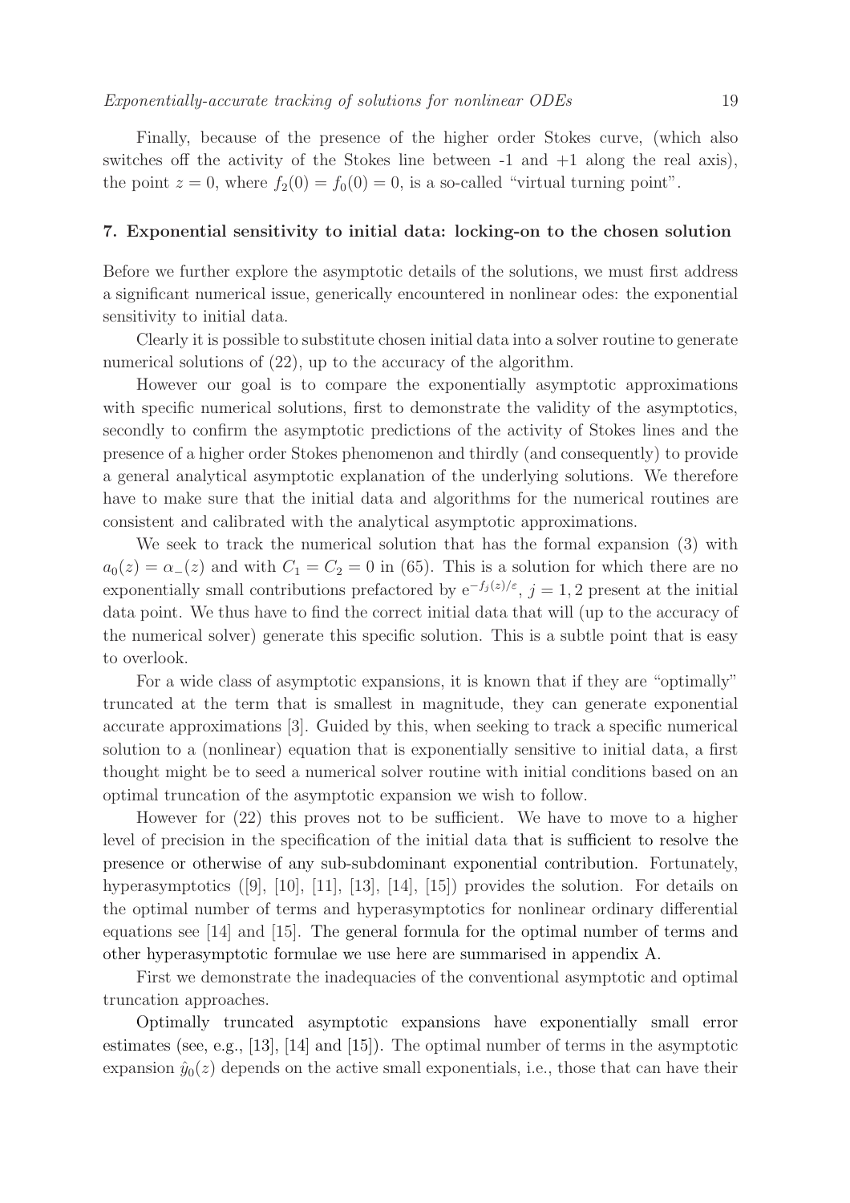Finally, because of the presence of the higher order Stokes curve, (which also switches off the activity of the Stokes line between -1 and +1 along the real axis), the point $z = 0$, where $f_2(0) = f_0(0) = 0$, is a so-called "virtual turning point".

## 7. Exponential sensitivity to initial data: locking-on to the chosen solution

Before we further explore the asymptotic details of the solutions, we must first address a significant numerical issue, generically encountered in nonlinear odes: the exponential sensitivity to initial data.

Clearly it is possible to substitute chosen initial data into a solver routine to generate numerical solutions of (22), up to the accuracy of the algorithm.

However our goal is to compare the exponentially asymptotic approximations with specific numerical solutions, first to demonstrate the validity of the asymptotics, secondly to confirm the asymptotic predictions of the activity of Stokes lines and the presence of a higher order Stokes phenomenon and thirdly (and consequently) to provide a general analytical asymptotic explanation of the underlying solutions. We therefore have to make sure that the initial data and algorithms for the numerical routines are consistent and calibrated with the analytical asymptotic approximations.

We seek to track the numerical solution that has the formal expansion (3) with $a_0(z) = \alpha_-(z)$ and with $C_1 = C_2 = 0$ in (65). This is a solution for which there are no exponentially small contributions prefactored by $\mathrm{e}^{-f_j(z)/\varepsilon}$, $j = 1, 2$ present at the initial data point. We thus have to find the correct initial data that will (up to the accuracy of the numerical solver) generate this specific solution. This is a subtle point that is easy to overlook.

For a wide class of asymptotic expansions, it is known that if they are "optimally" truncated at the term that is smallest in magnitude, they can generate exponential accurate approximations [3]. Guided by this, when seeking to track a specific numerical solution to a (nonlinear) equation that is exponentially sensitive to initial data, a first thought might be to seed a numerical solver routine with initial conditions based on an optimal truncation of the asymptotic expansion we wish to follow.

However for (22) this proves not to be sufficient. We have to move to a higher level of precision in the specification of the initial data that is sufficient to resolve the presence or otherwise of any sub-subdominant exponential contribution. Fortunately, hyperasymptotics ([9], [10], [11], [13], [14], [15]) provides the solution. For details on the optimal number of terms and hyperasymptotics for nonlinear ordinary differential equations see [14] and [15]. The general formula for the optimal number of terms and other hyperasymptotic formulae we use here are summarised in appendix A.

First we demonstrate the inadequacies of the conventional asymptotic and optimal truncation approaches.

Optimally truncated asymptotic expansions have exponentially small error estimates (see, e.g., [13], [14] and [15]). The optimal number of terms in the asymptotic expansion $\hat{y}_0(z)$ depends on the active small exponentials, i.e., those that can have their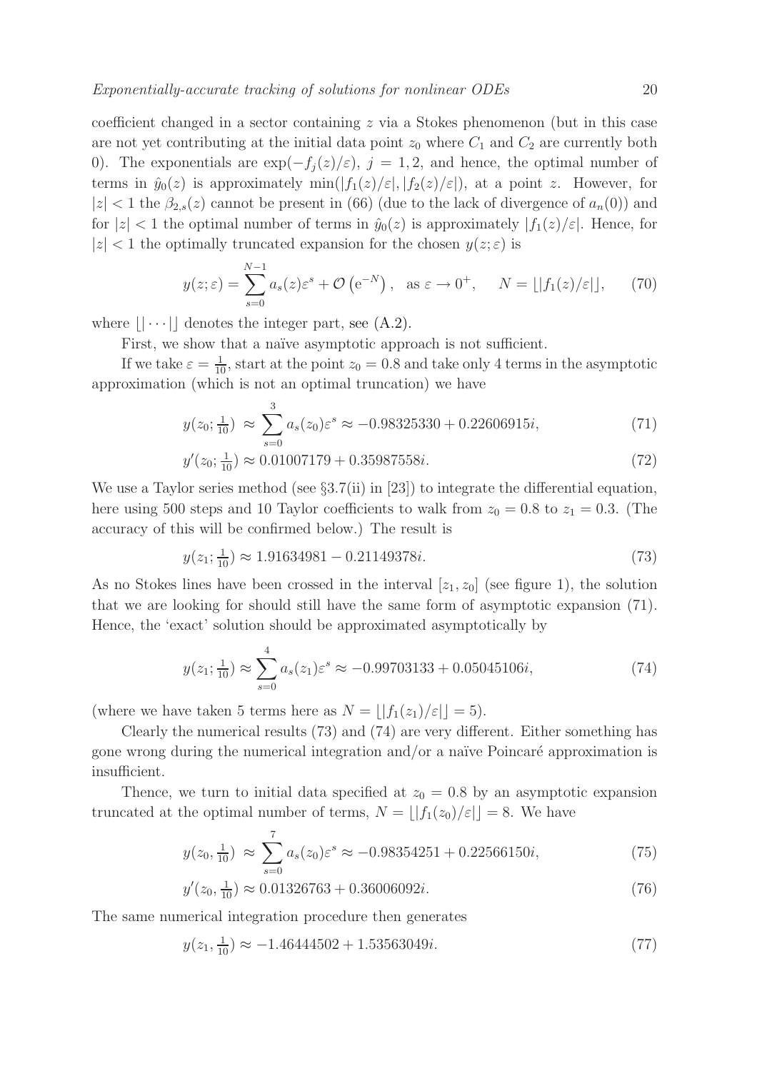coefficient changed in a sector containing $z$ via a Stokes phenomenon (but in this case are not yet contributing at the initial data point $z_0$ where $C_1$ and $C_2$ are currently both 0). The exponentials are $\exp(-f_j(z)/\varepsilon)$, $j = 1, 2$, and hence, the optimal number of terms in $\hat{y}_0(z)$ is approximately $\min(|f_1(z)/\varepsilon|, |f_2(z)/\varepsilon|)$, at a point $z$. However, for $|z| < 1$ the $\beta_{2,s}(z)$ cannot be present in (66) (due to the lack of divergence of $a_n(0)$) and for $|z| < 1$ the optimal number of terms in $\hat{y}_0(z)$ is approximately $|f_1(z)/\varepsilon|$. Hence, for $|z| < 1$ the optimally truncated expansion for the chosen $y(z;\varepsilon)$ is

$$y(z;\varepsilon) = \sum_{s=0}^{N-1} a_s(z)\varepsilon^s + \mathcal{O}\left(\mathrm{e}^{-N}\right), \quad \text{as } \varepsilon \to 0^+, \qquad N = \lfloor |f_1(z)/\varepsilon| \rfloor, \tag{70}$$

where $\lfloor | \cdots | \rfloor$ denotes the integer part, see (A.2).

First, we show that a naïve asymptotic approach is not sufficient.

If we take $\varepsilon = \frac{1}{10}$, start at the point $z_0 = 0.8$ and take only 4 terms in the asymptotic approximation (which is not an optimal truncation) we have

$$y(z_0; \tfrac{1}{10}) \approx \sum_{s=0}^{3} a_s(z_0)\varepsilon^s \approx -0.98325330 + 0.22606915i, \tag{71}$$

$$y'(z_0; \tfrac{1}{10}) \approx 0.01007179 + 0.35987558i. \tag{72}$$

We use a Taylor series method (see §3.7(ii) in [23]) to integrate the differential equation, here using 500 steps and 10 Taylor coefficients to walk from $z_0 = 0.8$ to $z_1 = 0.3$. (The accuracy of this will be confirmed below.) The result is

$$y(z_1; \tfrac{1}{10}) \approx 1.91634981 - 0.21149378i. \tag{73}$$

As no Stokes lines have been crossed in the interval $[z_1, z_0]$ (see figure 1), the solution that we are looking for should still have the same form of asymptotic expansion (71). Hence, the 'exact' solution should be approximated asymptotically by

$$y(z_1; \tfrac{1}{10}) \approx \sum_{s=0}^{4} a_s(z_1)\varepsilon^s \approx -0.99703133 + 0.05045106i, \tag{74}$$

(where we have taken 5 terms here as $N = \lfloor |f_1(z_1)/\varepsilon| \rfloor = 5$).

Clearly the numerical results (73) and (74) are very different. Either something has gone wrong during the numerical integration and/or a naïve Poincaré approximation is insufficient.

Thence, we turn to initial data specified at $z_0 = 0.8$ by an asymptotic expansion truncated at the optimal number of terms, $N = \lfloor |f_1(z_0)/\varepsilon| \rfloor = 8$. We have

$$y(z_0, \tfrac{1}{10}) \approx \sum_{s=0}^{7} a_s(z_0)\varepsilon^s \approx -0.98354251 + 0.22566150i, \tag{75}$$

$$y'(z_0, \tfrac{1}{10}) \approx 0.01326763 + 0.36006092i. \tag{76}$$

The same numerical integration procedure then generates

$$y(z_1, \tfrac{1}{10}) \approx -1.46444502 + 1.53563049i. \tag{77}$$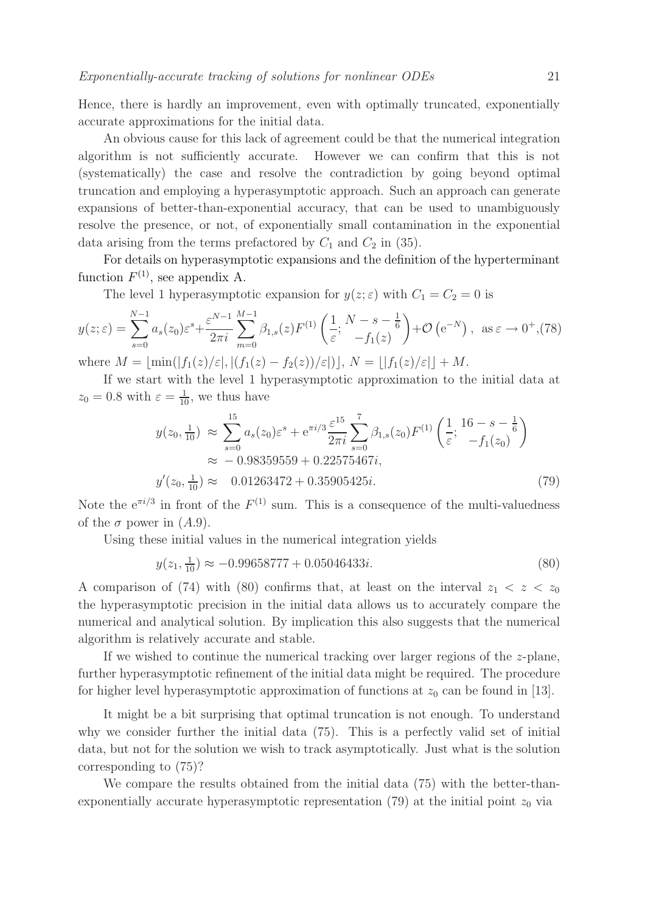Hence, there is hardly an improvement, even with optimally truncated, exponentially accurate approximations for the initial data.

An obvious cause for this lack of agreement could be that the numerical integration algorithm is not sufficiently accurate. However we can confirm that this is not (systematically) the case and resolve the contradiction by going beyond optimal truncation and employing a hyperasymptotic approach. Such an approach can generate expansions of better-than-exponential accuracy, that can be used to unambiguously resolve the presence, or not, of exponentially small contamination in the exponential data arising from the terms prefactored by $C_1$ and $C_2$ in (35).

For details on hyperasymptotic expansions and the definition of the hyperterminant function $F^{(1)}$, see appendix A.

The level 1 hyperasymptotic expansion for $y(z;\varepsilon)$ with $C_1 = C_2 = 0$ is

$$y(z;\varepsilon) = \sum_{s=0}^{N-1} a_s(z_0)\varepsilon^s + \frac{\varepsilon^{N-1}}{2\pi i}\sum_{m=0}^{M-1} \beta_{1,s}(z) F^{(1)}\left(\frac{1}{\varepsilon}; \begin{matrix} N-s-\frac{1}{6} \\ -f_1(z) \end{matrix}\right) + \mathcal{O}\left(\mathrm{e}^{-N}\right), \quad \text{as } \varepsilon \to 0^+, \tag{78}$$

where $M = \lfloor \min(|f_1(z)/\varepsilon|, |(f_1(z) - f_2(z))/\varepsilon|) \rfloor$, $N = \lfloor |f_1(z)/\varepsilon| \rfloor + M$.

If we start with the level 1 hyperasymptotic approximation to the initial data at $z_0 = 0.8$ with $\varepsilon = \frac{1}{10}$, we thus have

$$\begin{aligned} y(z_0, \tfrac{1}{10}) &\approx \sum_{s=0}^{15} a_s(z_0)\varepsilon^s + \mathrm{e}^{\pi i/3}\frac{\varepsilon^{15}}{2\pi i}\sum_{s=0}^{7} \beta_{1,s}(z_0) F^{(1)}\left(\frac{1}{\varepsilon}; \begin{matrix} 16-s-\frac{1}{6} \\ -f_1(z_0) \end{matrix}\right) \\ &\approx -0.98359559 + 0.22575467i, \\ y'(z_0, \tfrac{1}{10}) &\approx \quad 0.01263472 + 0.35905425i. \end{aligned} \tag{79}$$

Note the $\mathrm{e}^{\pi i/3}$ in front of the $F^{(1)}$ sum. This is a consequence of the multi-valuedness of the $\sigma$ power in $(A.9)$.

Using these initial values in the numerical integration yields

$$y(z_1, \tfrac{1}{10}) \approx -0.99658777 + 0.05046433i. \tag{80}$$

A comparison of (74) with (80) confirms that, at least on the interval $z_1 < z < z_0$ the hyperasymptotic precision in the initial data allows us to accurately compare the numerical and analytical solution. By implication this also suggests that the numerical algorithm is relatively accurate and stable.

If we wished to continue the numerical tracking over larger regions of the $z$-plane, further hyperasymptotic refinement of the initial data might be required. The procedure for higher level hyperasymptotic approximation of functions at $z_0$ can be found in [13].

It might be a bit surprising that optimal truncation is not enough. To understand why we consider further the initial data (75). This is a perfectly valid set of initial data, but not for the solution we wish to track asymptotically. Just what is the solution corresponding to (75)?

We compare the results obtained from the initial data (75) with the better-than-exponentially accurate hyperasymptotic representation (79) at the initial point $z_0$ via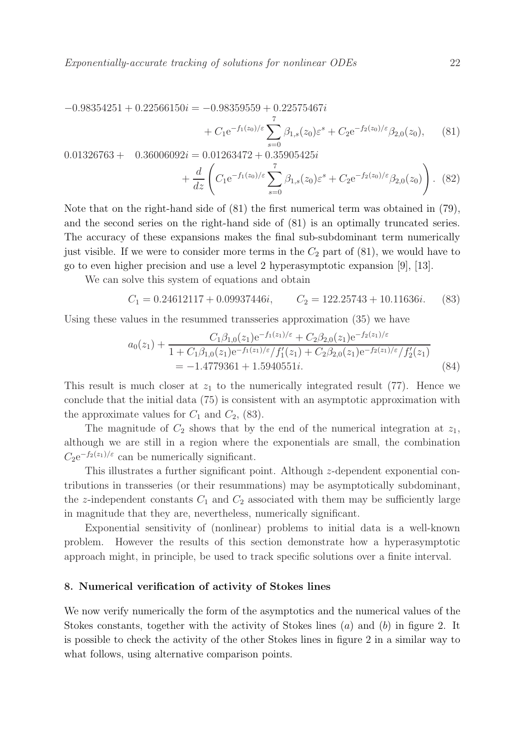$$
\begin{aligned}
-0.98354251 + 0.22566150i &= -0.98359559 + 0.22575467i \\
&\quad + C_1 \mathrm{e}^{-f_1(z_0)/\varepsilon} \sum_{s=0}^{7} \beta_{1,s}(z_0)\varepsilon^s + C_2 \mathrm{e}^{-f_2(z_0)/\varepsilon} \beta_{2,0}(z_0), \qquad (81)
\end{aligned}
$$

$$
\begin{aligned}
0.01326763 + \quad 0.36006092i &= 0.01263472 + 0.35905425i \\
&\quad + \frac{d}{dz}\left( C_1 \mathrm{e}^{-f_1(z_0)/\varepsilon} \sum_{s=0}^{7} \beta_{1,s}(z_0)\varepsilon^s + C_2 \mathrm{e}^{-f_2(z_0)/\varepsilon} \beta_{2,0}(z_0) \right). \qquad (82)
\end{aligned}
$$

Note that on the right-hand side of (81) the first numerical term was obtained in (79), and the second series on the right-hand side of (81) is an optimally truncated series. The accuracy of these expansions makes the final sub-subdominant term numerically just visible. If we were to consider more terms in the $C_2$ part of (81), we would have to go to even higher precision and use a level 2 hyperasymptotic expansion [9], [13].

We can solve this system of equations and obtain

$$
C_1 = 0.24612117 + 0.09937446i, \qquad C_2 = 122.25743 + 10.11636i. \qquad (83)
$$

Using these values in the resummed transseries approximation (35) we have

$$
\begin{aligned}
a_0(z_1) + \frac{C_1\beta_{1,0}(z_1)\mathrm{e}^{-f_1(z_1)/\varepsilon} + C_2\beta_{2,0}(z_1)\mathrm{e}^{-f_2(z_1)/\varepsilon}}{1 + C_1\beta_{1,0}(z_1)\mathrm{e}^{-f_1(z_1)/\varepsilon}/f_1'(z_1) + C_2\beta_{2,0}(z_1)\mathrm{e}^{-f_2(z_1)/\varepsilon}/f_2'(z_1)} \\
= -1.4779361 + 1.5940551i. \qquad (84)
\end{aligned}
$$

This result is much closer at $z_1$ to the numerically integrated result (77). Hence we conclude that the initial data (75) is consistent with an asymptotic approximation with the approximate values for $C_1$ and $C_2$, (83).

The magnitude of $C_2$ shows that by the end of the numerical integration at $z_1$, although we are still in a region where the exponentials are small, the combination $C_2\mathrm{e}^{-f_2(z_1)/\varepsilon}$ can be numerically significant.

This illustrates a further significant point. Although $z$-dependent exponential contributions in transseries (or their resummations) may be asymptotically subdominant, the $z$-independent constants $C_1$ and $C_2$ associated with them may be sufficiently large in magnitude that they are, nevertheless, numerically significant.

Exponential sensitivity of (nonlinear) problems to initial data is a well-known problem. However the results of this section demonstrate how a hyperasymptotic approach might, in principle, be used to track specific solutions over a finite interval.

## 8. Numerical verification of activity of Stokes lines

We now verify numerically the form of the asymptotics and the numerical values of the Stokes constants, together with the activity of Stokes lines (*a*) and (*b*) in figure 2. It is possible to check the activity of the other Stokes lines in figure 2 in a similar way to what follows, using alternative comparison points.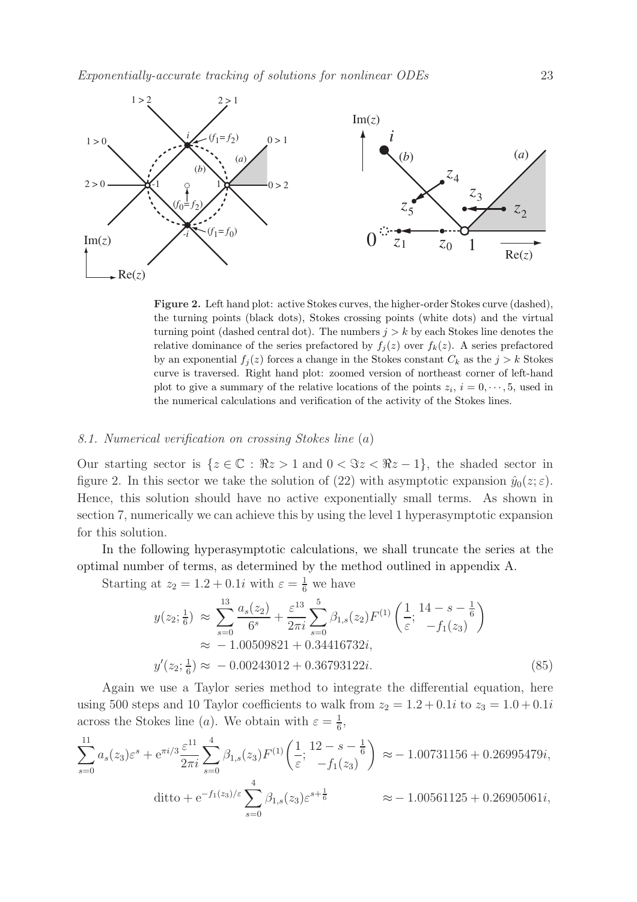**Figure 2.** Left hand plot: active Stokes curves, the higher-order Stokes curve (dashed), the turning points (black dots), Stokes crossing points (white dots) and the virtual turning point (dashed central dot). The numbers $j > k$ by each Stokes line denotes the relative dominance of the series prefactored by $f_j(z)$ over $f_k(z)$. A series prefactored by an exponential $f_j(z)$ forces a change in the Stokes constant $C_k$ as the $j > k$ Stokes curve is traversed. Right hand plot: zoomed version of northeast corner of left-hand plot to give a summary of the relative locations of the points $z_i$, $i = 0, \cdots, 5$, used in the numerical calculations and verification of the activity of the Stokes lines.

### 8.1. Numerical verification on crossing Stokes line (a)

Our starting sector is $\{z \in \mathbb{C} : \Re z > 1 \text{ and } 0 < \Im z < \Re z - 1\}$, the shaded sector in figure 2. In this sector we take the solution of (22) with asymptotic expansion $\hat{y}_0(z;\varepsilon)$. Hence, this solution should have no active exponentially small terms. As shown in section 7, numerically we can achieve this by using the level 1 hyperasymptotic expansion for this solution.

In the following hyperasymptotic calculations, we shall truncate the series at the optimal number of terms, as determined by the method outlined in appendix A.

Starting at $z_2 = 1.2 + 0.1i$ with $\varepsilon = \frac{1}{6}$ we have

$$
\begin{aligned}
y(z_2; \tfrac{1}{6}) &\approx \sum_{s=0}^{13} \frac{a_s(z_2)}{6^s} + \frac{\varepsilon^{13}}{2\pi i} \sum_{s=0}^{5} \beta_{1,s}(z_2) F^{(1)}\left(\frac{1}{\varepsilon}; \begin{matrix} 14 - s - \frac{1}{6} \\ -f_1(z_3) \end{matrix}\right) \\
&\approx -1.00509821 + 0.34416732i, \\
y'(z_2; \tfrac{1}{6}) &\approx -0.00243012 + 0.36793122i.
\end{aligned} \tag{85}
$$

Again we use a Taylor series method to integrate the differential equation, here using 500 steps and 10 Taylor coefficients to walk from $z_2 = 1.2 + 0.1i$ to $z_3 = 1.0 + 0.1i$ across the Stokes line (a). We obtain with $\varepsilon = \frac{1}{6}$,

$$
\sum_{s=0}^{11} a_s(z_3)\varepsilon^s + \mathrm{e}^{\pi i/3} \frac{\varepsilon^{11}}{2\pi i} \sum_{s=0}^{4} \beta_{1,s}(z_3) F^{(1)}\left(\frac{1}{\varepsilon}; \begin{matrix} 12 - s - \frac{1}{6} \\ -f_1(z_3) \end{matrix}\right) \approx -1.00731156 + 0.26995479i,
$$

$$
\text{ditto} + \mathrm{e}^{-f_1(z_3)/\varepsilon} \sum_{s=0}^{4} \beta_{1,s}(z_3)\varepsilon^{s+\frac{1}{6}} \qquad \approx -1.00561125 + 0.26905061i,
$$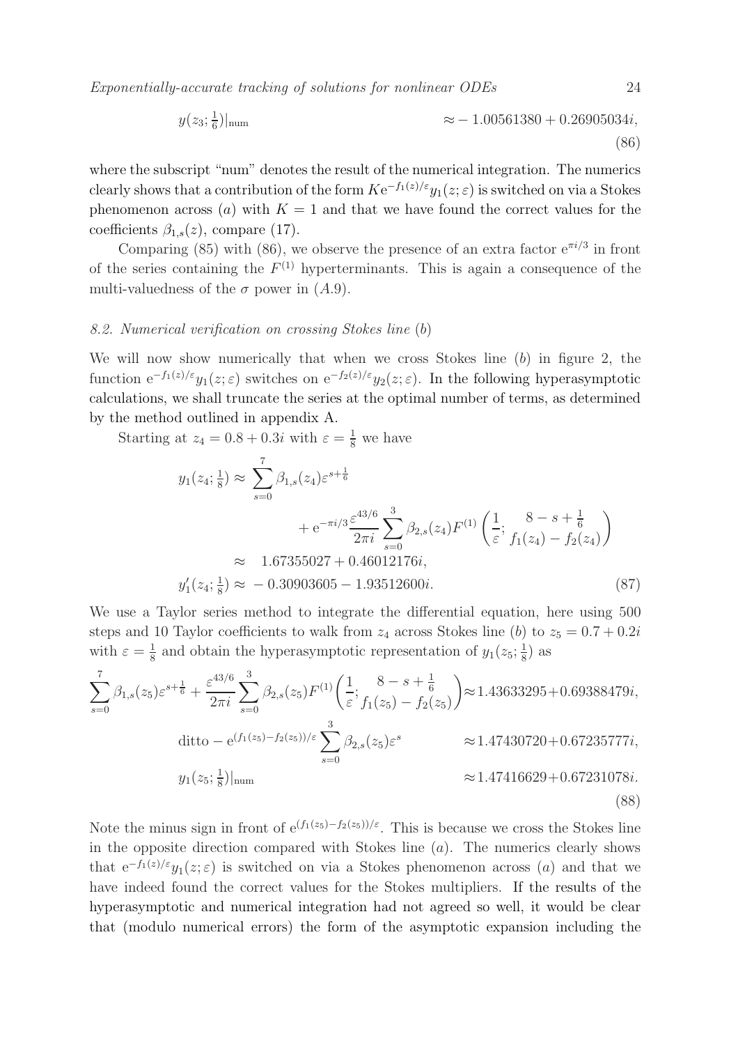$$y(z_3;\tfrac{1}{6})|_{\rm num} \qquad\qquad\qquad\qquad \approx -1.00561380 + 0.26905034i, \tag{86}$$

where the subscript "num" denotes the result of the numerical integration. The numerics clearly shows that a contribution of the form $K\mathrm{e}^{-f_1(z)/\varepsilon}y_1(z;\varepsilon)$ is switched on via a Stokes phenomenon across $(a)$ with $K = 1$ and that we have found the correct values for the coefficients $\beta_{1,s}(z)$, compare (17).

Comparing (85) with (86), we observe the presence of an extra factor $\mathrm{e}^{\pi i/3}$ in front of the series containing the $F^{(1)}$ hyperterminants. This is again a consequence of the multi-valuedness of the $\sigma$ power in $(A.9)$.

### *8.2. Numerical verification on crossing Stokes line (b)*

We will now show numerically that when we cross Stokes line $(b)$ in figure 2, the function $\mathrm{e}^{-f_1(z)/\varepsilon}y_1(z;\varepsilon)$ switches on $\mathrm{e}^{-f_2(z)/\varepsilon}y_2(z;\varepsilon)$. In the following hyperasymptotic calculations, we shall truncate the series at the optimal number of terms, as determined by the method outlined in appendix A.

Starting at $z_4 = 0.8 + 0.3i$ with $\varepsilon = \frac{1}{8}$ we have

$$\begin{aligned}
y_1(z_4;\tfrac{1}{8}) \approx&\ \sum_{s=0}^{7}\beta_{1,s}(z_4)\varepsilon^{s+\frac{1}{6}} \\
&\qquad + \mathrm{e}^{-\pi i/3}\frac{\varepsilon^{43/6}}{2\pi i}\sum_{s=0}^{3}\beta_{2,s}(z_4)F^{(1)}\left(\frac{1}{\varepsilon};\begin{array}{c}8-s+\frac{1}{6}\\ f_1(z_4)-f_2(z_4)\end{array}\right) \\
\approx&\ \ 1.67355027 + 0.46012176i, \\
y_1'(z_4;\tfrac{1}{8}) \approx&\ -0.30903605 - 1.93512600i.
\end{aligned} \tag{87}$$

We use a Taylor series method to integrate the differential equation, here using 500 steps and 10 Taylor coefficients to walk from $z_4$ across Stokes line $(b)$ to $z_5 = 0.7 + 0.2i$ with $\varepsilon = \frac{1}{8}$ and obtain the hyperasymptotic representation of $y_1(z_5;\frac{1}{8})$ as

$$\begin{aligned}
\sum_{s=0}^{7}\beta_{1,s}(z_5)\varepsilon^{s+\frac{1}{6}} + \frac{\varepsilon^{43/6}}{2\pi i}\sum_{s=0}^{3}\beta_{2,s}(z_5)F^{(1)}\left(\frac{1}{\varepsilon};\begin{array}{c}8-s+\frac{1}{6}\\ f_1(z_5)-f_2(z_5)\end{array}\right) &\approx 1.43633295 + 0.69388479i, \\
\text{ditto} - \mathrm{e}^{(f_1(z_5)-f_2(z_5))/\varepsilon}\sum_{s=0}^{3}\beta_{2,s}(z_5)\varepsilon^{s} &\approx 1.47430720 + 0.67235777i, \\
y_1(z_5;\tfrac{1}{8})|_{\rm num} &\approx 1.47416629 + 0.67231078i.
\end{aligned} \tag{88}$$

Note the minus sign in front of $\mathrm{e}^{(f_1(z_5)-f_2(z_5))/\varepsilon}$. This is because we cross the Stokes line in the opposite direction compared with Stokes line $(a)$. The numerics clearly shows that $\mathrm{e}^{-f_1(z)/\varepsilon}y_1(z;\varepsilon)$ is switched on via a Stokes phenomenon across $(a)$ and that we have indeed found the correct values for the Stokes multipliers. If the results of the hyperasymptotic and numerical integration had not agreed so well, it would be clear that (modulo numerical errors) the form of the asymptotic expansion including the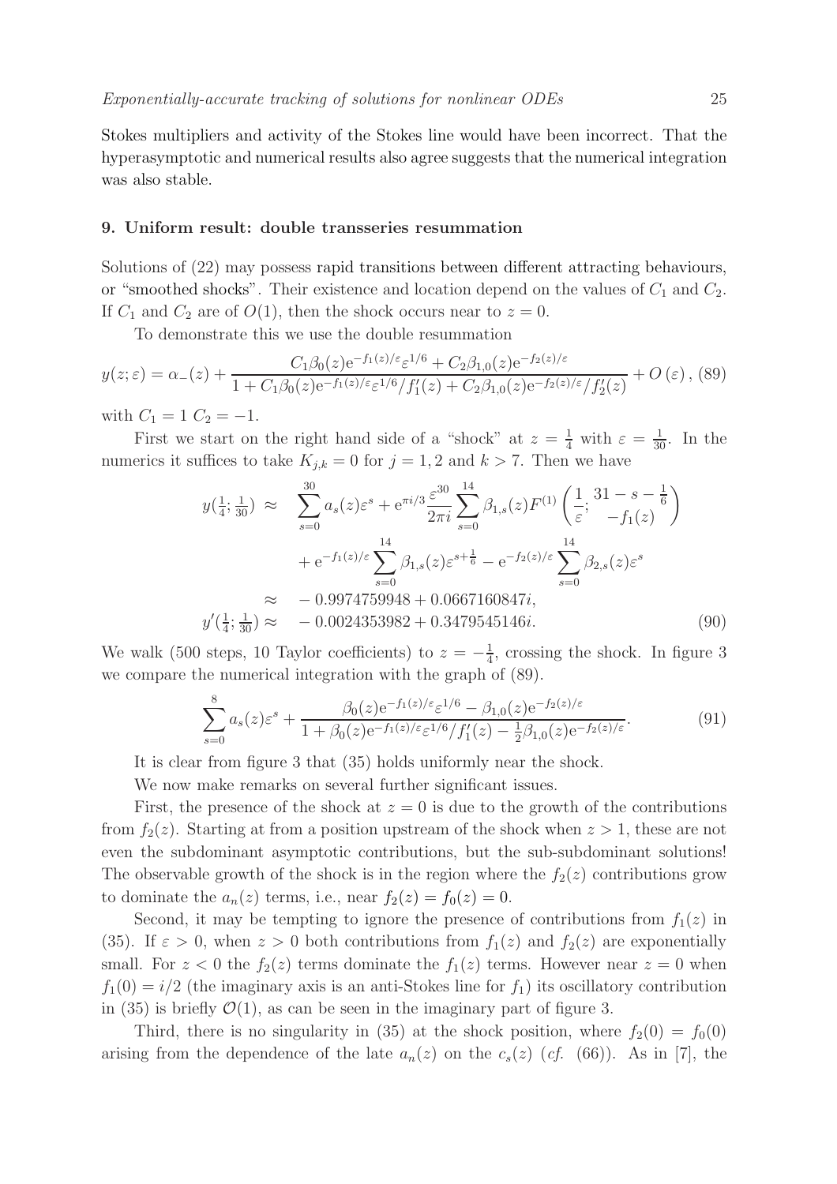Stokes multipliers and activity of the Stokes line would have been incorrect. That the hyperasymptotic and numerical results also agree suggests that the numerical integration was also stable.

## 9. Uniform result: double transseries resummation

Solutions of (22) may possess rapid transitions between different attracting behaviours, or "smoothed shocks". Their existence and location depend on the values of $C_1$ and $C_2$. If $C_1$ and $C_2$ are of $O(1)$, then the shock occurs near to $z = 0$.

To demonstrate this we use the double resummation

$$y(z;\varepsilon) = \alpha_-(z) + \frac{C_1\beta_0(z)\mathrm{e}^{-f_1(z)/\varepsilon}\varepsilon^{1/6} + C_2\beta_{1,0}(z)\mathrm{e}^{-f_2(z)/\varepsilon}}{1 + C_1\beta_0(z)\mathrm{e}^{-f_1(z)/\varepsilon}\varepsilon^{1/6}/f_1'(z) + C_2\beta_{1,0}(z)\mathrm{e}^{-f_2(z)/\varepsilon}/f_2'(z)} + O(\varepsilon), \tag{89}$$

with $C_1 = 1$ $C_2 = -1$.

First we start on the right hand side of a "shock" at $z = \frac{1}{4}$ with $\varepsilon = \frac{1}{30}$. In the numerics it suffices to take $K_{j,k} = 0$ for $j = 1, 2$ and $k > 7$. Then we have

$$\begin{aligned}
y(\tfrac{1}{4};\tfrac{1}{30}) \;\approx\;& \sum_{s=0}^{30} a_s(z)\varepsilon^s + \mathrm{e}^{\pi i/3}\frac{\varepsilon^{30}}{2\pi i}\sum_{s=0}^{14}\beta_{1,s}(z)F^{(1)}\left(\frac{1}{\varepsilon};\begin{matrix}31 - s - \frac{1}{6}\\ -f_1(z)\end{matrix}\right)\\
&+ \mathrm{e}^{-f_1(z)/\varepsilon}\sum_{s=0}^{14}\beta_{1,s}(z)\varepsilon^{s+\frac{1}{6}} - \mathrm{e}^{-f_2(z)/\varepsilon}\sum_{s=0}^{14}\beta_{2,s}(z)\varepsilon^s\\
\approx\;& -0.9974759948 + 0.0667160847i,\\
y'(\tfrac{1}{4};\tfrac{1}{30}) \approx\;& -0.0024353982 + 0.3479545146i.
\end{aligned} \tag{90}$$

We walk (500 steps, 10 Taylor coefficients) to $z = -\frac{1}{4}$, crossing the shock. In figure 3 we compare the numerical integration with the graph of (89).

$$\sum_{s=0}^{8} a_s(z)\varepsilon^s + \frac{\beta_0(z)\mathrm{e}^{-f_1(z)/\varepsilon}\varepsilon^{1/6} - \beta_{1,0}(z)\mathrm{e}^{-f_2(z)/\varepsilon}}{1 + \beta_0(z)\mathrm{e}^{-f_1(z)/\varepsilon}\varepsilon^{1/6}/f_1'(z) - \frac{1}{2}\beta_{1,0}(z)\mathrm{e}^{-f_2(z)/\varepsilon}}. \tag{91}$$

It is clear from figure 3 that (35) holds uniformly near the shock.

We now make remarks on several further significant issues.

First, the presence of the shock at $z = 0$ is due to the growth of the contributions from $f_2(z)$. Starting at from a position upstream of the shock when $z > 1$, these are not even the subdominant asymptotic contributions, but the sub-subdominant solutions! The observable growth of the shock is in the region where the $f_2(z)$ contributions grow to dominate the $a_n(z)$ terms, i.e., near $f_2(z) = f_0(z) = 0$.

Second, it may be tempting to ignore the presence of contributions from $f_1(z)$ in (35). If $\varepsilon > 0$, when $z > 0$ both contributions from $f_1(z)$ and $f_2(z)$ are exponentially small. For $z < 0$ the $f_2(z)$ terms dominate the $f_1(z)$ terms. However near $z = 0$ when $f_1(0) = i/2$ (the imaginary axis is an anti-Stokes line for $f_1$) its oscillatory contribution in (35) is briefly $\mathcal{O}(1)$, as can be seen in the imaginary part of figure 3.

Third, there is no singularity in (35) at the shock position, where $f_2(0) = f_0(0)$ arising from the dependence of the late $a_n(z)$ on the $c_s(z)$ (*cf.* (66)). As in [7], the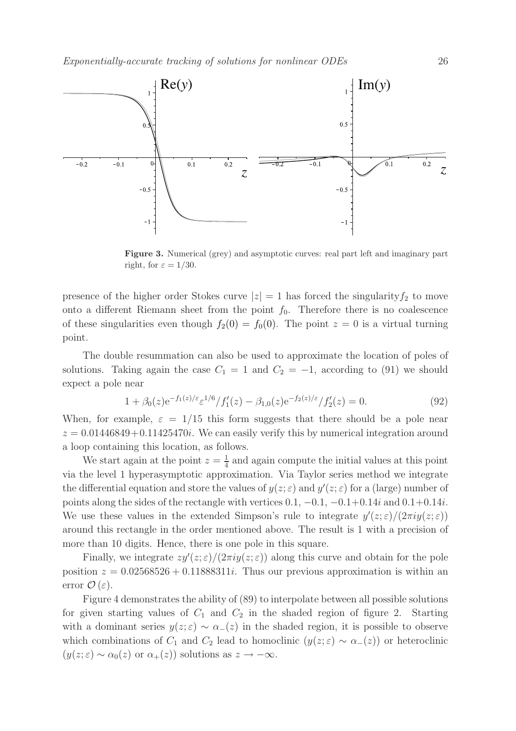**Figure 3.** Numerical (grey) and asymptotic curves: real part left and imaginary part right, for $\varepsilon = 1/30$.

presence of the higher order Stokes curve $|z| = 1$ has forced the singularity $f_2$ to move onto a different Riemann sheet from the point $f_0$. Therefore there is no coalescence of these singularities even though $f_2(0) = f_0(0)$. The point $z = 0$ is a virtual turning point.

The double resummation can also be used to approximate the location of poles of solutions. Taking again the case $C_1 = 1$ and $C_2 = -1$, according to (91) we should expect a pole near

$$1 + \beta_0(z)\mathrm{e}^{-f_1(z)/\varepsilon}\varepsilon^{1/6}/f_1'(z) - \beta_{1,0}(z)\mathrm{e}^{-f_2(z)/\varepsilon}/f_2'(z) = 0. \tag{92}$$

When, for example, $\varepsilon = 1/15$ this form suggests that there should be a pole near $z = 0.01446849 + 0.11425470i$. We can easily verify this by numerical integration around a loop containing this location, as follows.

We start again at the point $z = \frac{1}{4}$ and again compute the initial values at this point via the level 1 hyperasymptotic approximation. Via Taylor series method we integrate the differential equation and store the values of $y(z;\varepsilon)$ and $y'(z;\varepsilon)$ for a (large) number of points along the sides of the rectangle with vertices $0.1$, $-0.1$, $-0.1+0.14i$ and $0.1+0.14i$. We use these values in the extended Simpson's rule to integrate $y'(z;\varepsilon)/(2\pi i y(z;\varepsilon))$ around this rectangle in the order mentioned above. The result is 1 with a precision of more than 10 digits. Hence, there is one pole in this square.

Finally, we integrate $zy'(z;\varepsilon)/(2\pi i y(z;\varepsilon))$ along this curve and obtain for the pole position $z = 0.02568526 + 0.11888311i$. Thus our previous approximation is within an error $\mathcal{O}(\varepsilon)$.

Figure 4 demonstrates the ability of (89) to interpolate between all possible solutions for given starting values of $C_1$ and $C_2$ in the shaded region of figure 2. Starting with a dominant series $y(z;\varepsilon) \sim \alpha_-(z)$ in the shaded region, it is possible to observe which combinations of $C_1$ and $C_2$ lead to homoclinic ($y(z;\varepsilon) \sim \alpha_-(z)$) or heteroclinic ($y(z;\varepsilon) \sim \alpha_0(z)$ or $\alpha_+(z)$) solutions as $z \to -\infty$.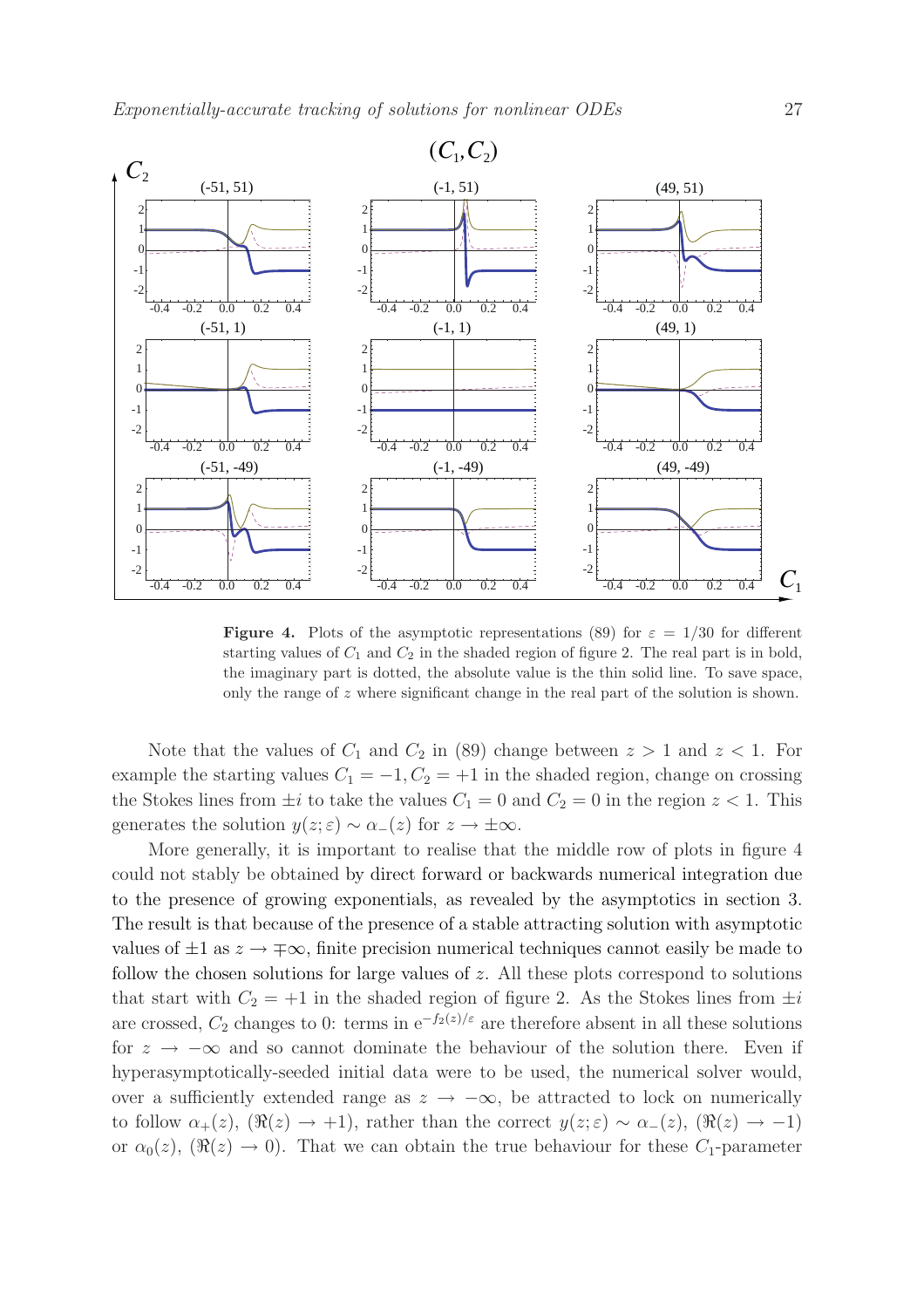**Figure 4.** Plots of the asymptotic representations (89) for $\varepsilon = 1/30$ for different starting values of $C_1$ and $C_2$ in the shaded region of figure 2. The real part is in bold, the imaginary part is dotted, the absolute value is the thin solid line. To save space, only the range of $z$ where significant change in the real part of the solution is shown.

Note that the values of $C_1$ and $C_2$ in (89) change between $z > 1$ and $z < 1$. For example the starting values $C_1 = -1, C_2 = +1$ in the shaded region, change on crossing the Stokes lines from $\pm i$ to take the values $C_1 = 0$ and $C_2 = 0$ in the region $z < 1$. This generates the solution $y(z; \varepsilon) \sim \alpha_-(z)$ for $z \to \pm\infty$.

More generally, it is important to realise that the middle row of plots in figure 4 could not stably be obtained by direct forward or backwards numerical integration due to the presence of growing exponentials, as revealed by the asymptotics in section 3. The result is that because of the presence of a stable attracting solution with asymptotic values of $\pm 1$ as $z \to \mp\infty$, finite precision numerical techniques cannot easily be made to follow the chosen solutions for large values of $z$. All these plots correspond to solutions that start with $C_2 = +1$ in the shaded region of figure 2. As the Stokes lines from $\pm i$ are crossed, $C_2$ changes to 0: terms in $\mathrm{e}^{-f_2(z)/\varepsilon}$ are therefore absent in all these solutions for $z \to -\infty$ and so cannot dominate the behaviour of the solution there. Even if hyperasymptotically-seeded initial data were to be used, the numerical solver would, over a sufficiently extended range as $z \to -\infty$, be attracted to lock on numerically to follow $\alpha_+(z)$, $(\Re(z) \to +1)$, rather than the correct $y(z; \varepsilon) \sim \alpha_-(z)$, $(\Re(z) \to -1)$ or $\alpha_0(z)$, $(\Re(z) \to 0)$. That we can obtain the true behaviour for these $C_1$-parameter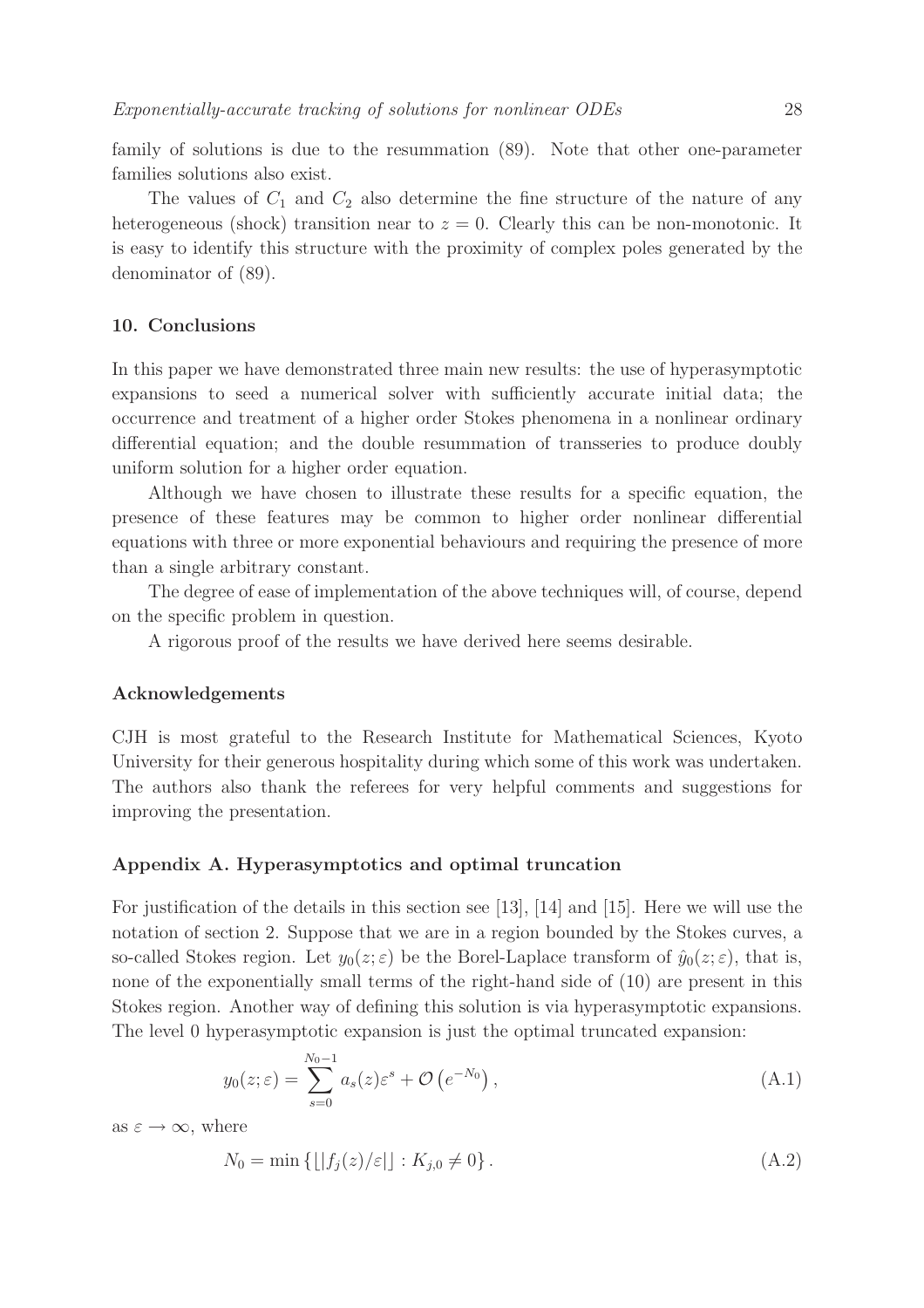family of solutions is due to the resummation (89). Note that other one-parameter families solutions also exist.

The values of $C_1$ and $C_2$ also determine the fine structure of the nature of any heterogeneous (shock) transition near to $z = 0$. Clearly this can be non-monotonic. It is easy to identify this structure with the proximity of complex poles generated by the denominator of (89).

## 10. Conclusions

In this paper we have demonstrated three main new results: the use of hyperasymptotic expansions to seed a numerical solver with sufficiently accurate initial data; the occurrence and treatment of a higher order Stokes phenomena in a nonlinear ordinary differential equation; and the double resummation of transseries to produce doubly uniform solution for a higher order equation.

Although we have chosen to illustrate these results for a specific equation, the presence of these features may be common to higher order nonlinear differential equations with three or more exponential behaviours and requiring the presence of more than a single arbitrary constant.

The degree of ease of implementation of the above techniques will, of course, depend on the specific problem in question.

A rigorous proof of the results we have derived here seems desirable.

## Acknowledgements

CJH is most grateful to the Research Institute for Mathematical Sciences, Kyoto University for their generous hospitality during which some of this work was undertaken. The authors also thank the referees for very helpful comments and suggestions for improving the presentation.

## Appendix A. Hyperasymptotics and optimal truncation

For justification of the details in this section see [13], [14] and [15]. Here we will use the notation of section 2. Suppose that we are in a region bounded by the Stokes curves, a so-called Stokes region. Let $y_0(z;\varepsilon)$ be the Borel-Laplace transform of $\hat{y}_0(z;\varepsilon)$, that is, none of the exponentially small terms of the right-hand side of (10) are present in this Stokes region. Another way of defining this solution is via hyperasymptotic expansions. The level 0 hyperasymptotic expansion is just the optimal truncated expansion:

$$y_0(z;\varepsilon) = \sum_{s=0}^{N_0-1} a_s(z)\varepsilon^s + \mathcal{O}\left(e^{-N_0}\right), \tag{A.1}$$

as $\varepsilon \to \infty$, where

$$N_0 = \min\left\{\lfloor |f_j(z)/\varepsilon| \rfloor : K_{j,0} \neq 0\right\}. \tag{A.2}$$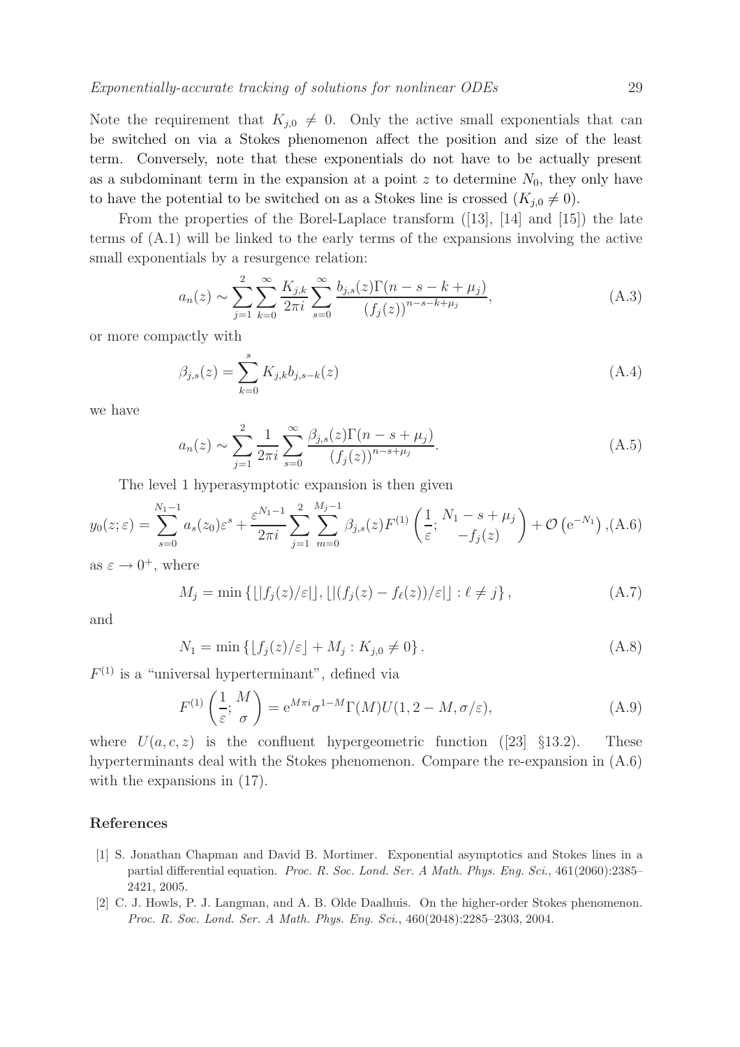Note the requirement that $K_{j,0} \neq 0$. Only the active small exponentials that can be switched on via a Stokes phenomenon affect the position and size of the least term. Conversely, note that these exponentials do not have to be actually present as a subdominant term in the expansion at a point $z$ to determine $N_0$, they only have to have the potential to be switched on as a Stokes line is crossed ($K_{j,0} \neq 0$).

From the properties of the Borel-Laplace transform ([13], [14] and [15]) the late terms of (A.1) will be linked to the early terms of the expansions involving the active small exponentials by a resurgence relation:

$$a_n(z) \sim \sum_{j=1}^{2} \sum_{k=0}^{\infty} \frac{K_{j,k}}{2\pi i} \sum_{s=0}^{\infty} \frac{b_{j,s}(z)\Gamma(n-s-k+\mu_j)}{(f_j(z))^{n-s-k+\mu_j}}, \tag{A.3}$$

or more compactly with

$$\beta_{j,s}(z) = \sum_{k=0}^{s} K_{j,k} b_{j,s-k}(z) \tag{A.4}$$

we have

$$a_n(z) \sim \sum_{j=1}^{2} \frac{1}{2\pi i} \sum_{s=0}^{\infty} \frac{\beta_{j,s}(z)\Gamma(n-s+\mu_j)}{(f_j(z))^{n-s+\mu_j}}. \tag{A.5}$$

The level 1 hyperasymptotic expansion is then given

$$y_0(z;\varepsilon) = \sum_{s=0}^{N_1-1} a_s(z_0)\varepsilon^s + \frac{\varepsilon^{N_1-1}}{2\pi i} \sum_{j=1}^{2} \sum_{m=0}^{M_j-1} \beta_{j,s}(z) F^{(1)}\left(\frac{1}{\varepsilon}; \begin{matrix} N_1 - s + \mu_j \\ -f_j(z) \end{matrix}\right) + \mathcal{O}\left(\mathrm{e}^{-N_1}\right), \tag{A.6}$$

as $\varepsilon \to 0^+$, where

$$M_j = \min\left\{\lfloor |f_j(z)/\varepsilon| \rfloor, \lfloor |(f_j(z) - f_\ell(z))/\varepsilon| \rfloor : \ell \neq j\right\}, \tag{A.7}$$

and

$$N_1 = \min\left\{\lfloor f_j(z)/\varepsilon \rfloor + M_j : K_{j,0} \neq 0\right\}. \tag{A.8}$$

$F^{(1)}$ is a "universal hyperterminant", defined via

$$F^{(1)}\left(\frac{1}{\varepsilon}; \begin{matrix} M \\ \sigma \end{matrix}\right) = \mathrm{e}^{M\pi i} \sigma^{1-M} \Gamma(M) U(1, 2-M, \sigma/\varepsilon), \tag{A.9}$$

where $U(a,c,z)$ is the confluent hypergeometric function ([23] §13.2). These hyperterminants deal with the Stokes phenomenon. Compare the re-expansion in (A.6) with the expansions in (17).

## References

[1] S. Jonathan Chapman and David B. Mortimer. Exponential asymptotics and Stokes lines in a partial differential equation. *Proc. R. Soc. Lond. Ser. A Math. Phys. Eng. Sci.*, 461(2060):2385–2421, 2005.

[2] C. J. Howls, P. J. Langman, and A. B. Olde Daalhuis. On the higher-order Stokes phenomenon. *Proc. R. Soc. Lond. Ser. A Math. Phys. Eng. Sci.*, 460(2048):2285–2303, 2004.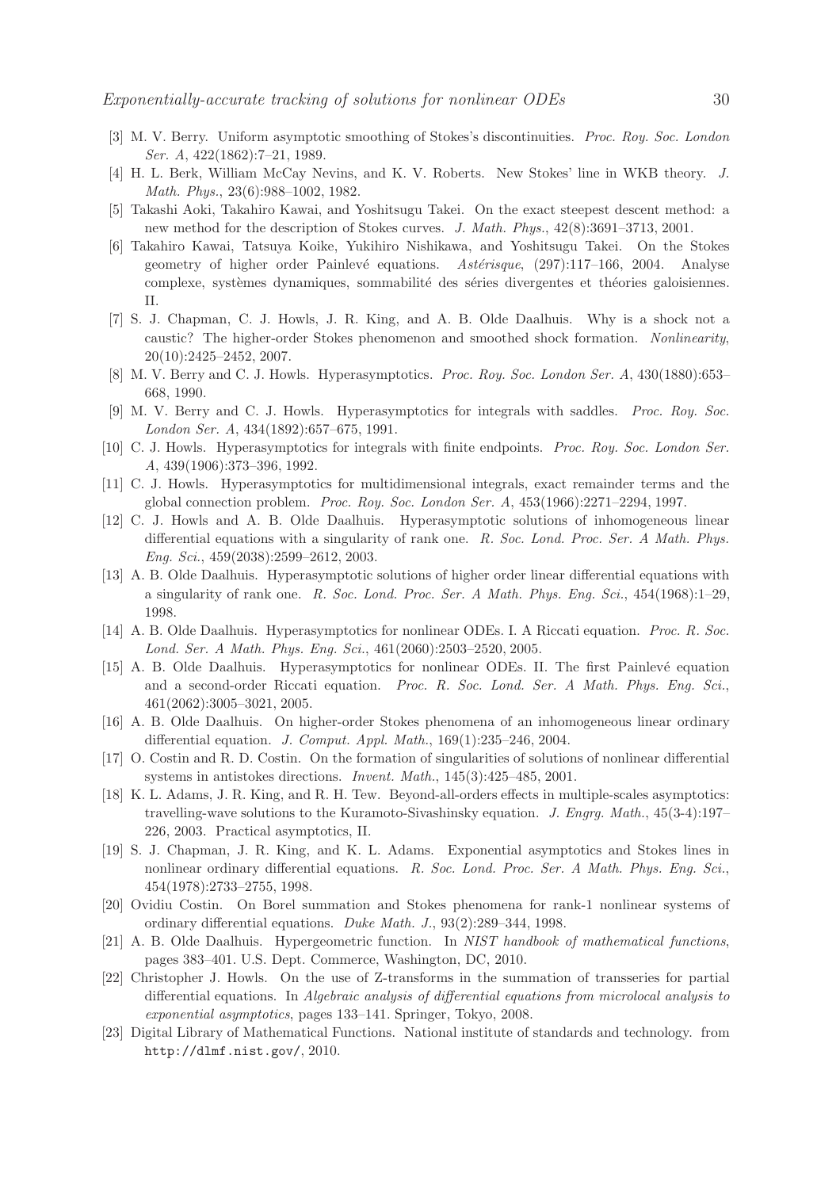[3] M. V. Berry. Uniform asymptotic smoothing of Stokes's discontinuities. *Proc. Roy. Soc. London Ser. A*, 422(1862):7–21, 1989.

[4] H. L. Berk, William McCay Nevins, and K. V. Roberts. New Stokes' line in WKB theory. *J. Math. Phys.*, 23(6):988–1002, 1982.

[5] Takashi Aoki, Takahiro Kawai, and Yoshitsugu Takei. On the exact steepest descent method: a new method for the description of Stokes curves. *J. Math. Phys.*, 42(8):3691–3713, 2001.

[6] Takahiro Kawai, Tatsuya Koike, Yukihiro Nishikawa, and Yoshitsugu Takei. On the Stokes geometry of higher order Painlevé equations. *Astérisque*, (297):117–166, 2004. Analyse complexe, systèmes dynamiques, sommabilité des séries divergentes et théories galoisiennes. II.

[7] S. J. Chapman, C. J. Howls, J. R. King, and A. B. Olde Daalhuis. Why is a shock not a caustic? The higher-order Stokes phenomenon and smoothed shock formation. *Nonlinearity*, 20(10):2425–2452, 2007.

[8] M. V. Berry and C. J. Howls. Hyperasymptotics. *Proc. Roy. Soc. London Ser. A*, 430(1880):653–668, 1990.

[9] M. V. Berry and C. J. Howls. Hyperasymptotics for integrals with saddles. *Proc. Roy. Soc. London Ser. A*, 434(1892):657–675, 1991.

[10] C. J. Howls. Hyperasymptotics for integrals with finite endpoints. *Proc. Roy. Soc. London Ser. A*, 439(1906):373–396, 1992.

[11] C. J. Howls. Hyperasymptotics for multidimensional integrals, exact remainder terms and the global connection problem. *Proc. Roy. Soc. London Ser. A*, 453(1966):2271–2294, 1997.

[12] C. J. Howls and A. B. Olde Daalhuis. Hyperasymptotic solutions of inhomogeneous linear differential equations with a singularity of rank one. *R. Soc. Lond. Proc. Ser. A Math. Phys. Eng. Sci.*, 459(2038):2599–2612, 2003.

[13] A. B. Olde Daalhuis. Hyperasymptotic solutions of higher order linear differential equations with a singularity of rank one. *R. Soc. Lond. Proc. Ser. A Math. Phys. Eng. Sci.*, 454(1968):1–29, 1998.

[14] A. B. Olde Daalhuis. Hyperasymptotics for nonlinear ODEs. I. A Riccati equation. *Proc. R. Soc. Lond. Ser. A Math. Phys. Eng. Sci.*, 461(2060):2503–2520, 2005.

[15] A. B. Olde Daalhuis. Hyperasymptotics for nonlinear ODEs. II. The first Painlevé equation and a second-order Riccati equation. *Proc. R. Soc. Lond. Ser. A Math. Phys. Eng. Sci.*, 461(2062):3005–3021, 2005.

[16] A. B. Olde Daalhuis. On higher-order Stokes phenomena of an inhomogeneous linear ordinary differential equation. *J. Comput. Appl. Math.*, 169(1):235–246, 2004.

[17] O. Costin and R. D. Costin. On the formation of singularities of solutions of nonlinear differential systems in antistokes directions. *Invent. Math.*, 145(3):425–485, 2001.

[18] K. L. Adams, J. R. King, and R. H. Tew. Beyond-all-orders effects in multiple-scales asymptotics: travelling-wave solutions to the Kuramoto-Sivashinsky equation. *J. Engrg. Math.*, 45(3-4):197–226, 2003. Practical asymptotics, II.

[19] S. J. Chapman, J. R. King, and K. L. Adams. Exponential asymptotics and Stokes lines in nonlinear ordinary differential equations. *R. Soc. Lond. Proc. Ser. A Math. Phys. Eng. Sci.*, 454(1978):2733–2755, 1998.

[20] Ovidiu Costin. On Borel summation and Stokes phenomena for rank-1 nonlinear systems of ordinary differential equations. *Duke Math. J.*, 93(2):289–344, 1998.

[21] A. B. Olde Daalhuis. Hypergeometric function. In *NIST handbook of mathematical functions*, pages 383–401. U.S. Dept. Commerce, Washington, DC, 2010.

[22] Christopher J. Howls. On the use of Z-transforms in the summation of transseries for partial differential equations. In *Algebraic analysis of differential equations from microlocal analysis to exponential asymptotics*, pages 133–141. Springer, Tokyo, 2008.

[23] Digital Library of Mathematical Functions. National institute of standards and technology. from `http://dlmf.nist.gov/`, 2010.